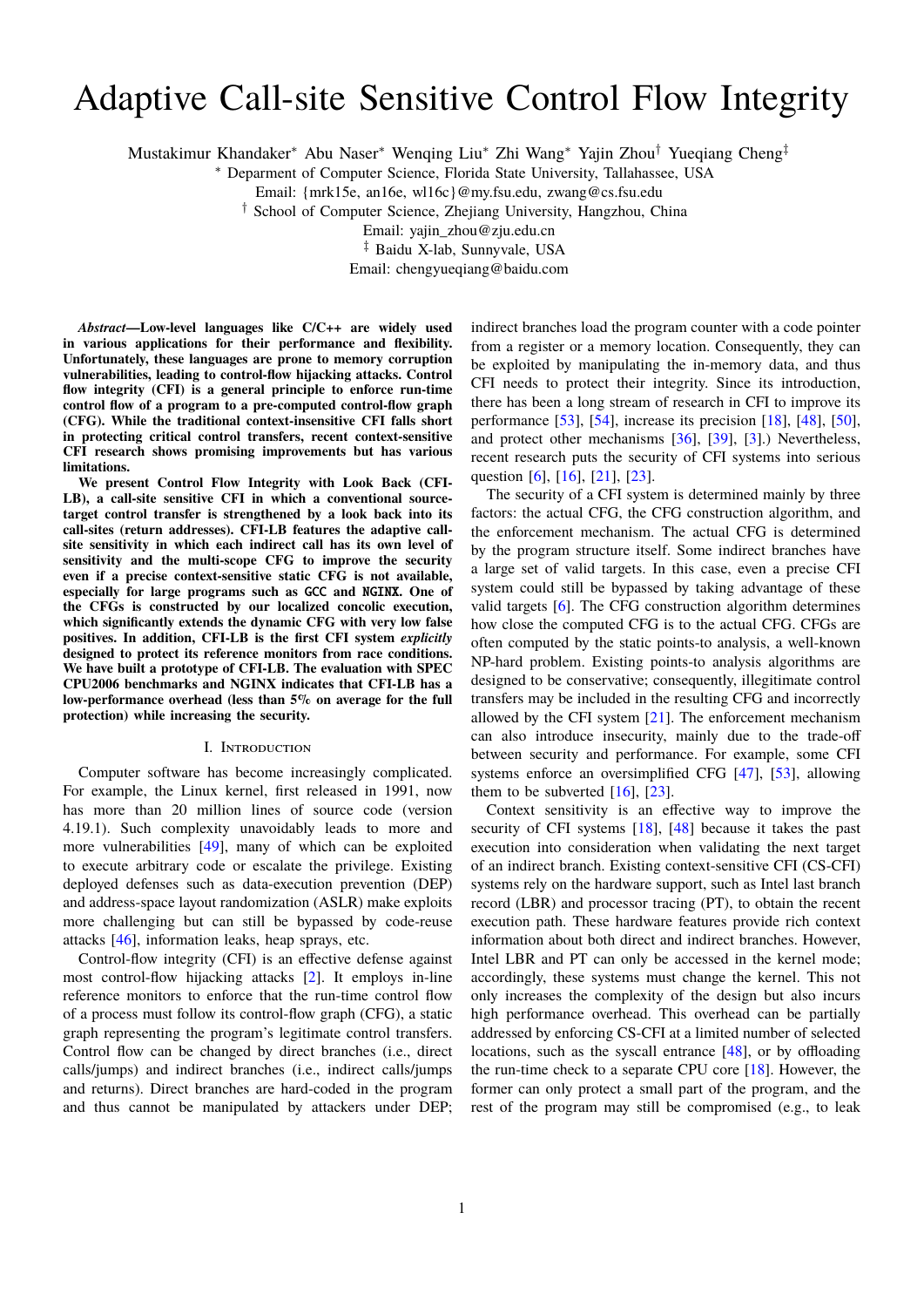# Adaptive Call-site Sensitive Control Flow Integrity

Mustakimur Khandaker* Abu Naser* Wenqing Liu* Zhi Wang* Yajin Zhou† Yueqiang Cheng‡

* Deparment of Computer Science, Florida State University, Tallahassee, USA

Email: {mrk15e, an16e, wl16c}@my.fsu.edu, zwang@cs.fsu.edu

† School of Computer Science, Zhejiang University, Hangzhou, China

Email: yajin_zhou@zju.edu.cn

‡ Baidu X-lab, Sunnyvale, USA

Email: chengyueqiang@baidu.com

***Abstract*—Low-level languages like C/C++ are widely used in various applications for their performance and flexibility. Unfortunately, these languages are prone to memory corruption vulnerabilities, leading to control-flow hijacking attacks. Control flow integrity (CFI) is a general principle to enforce run-time control flow of a program to a pre-computed control-flow graph (CFG). While the traditional context-insensitive CFI falls short in protecting critical control transfers, recent context-sensitive CFI research shows promising improvements but has various limitations.**

**We present Control Flow Integrity with Look Back (CFI-LB), a call-site sensitive CFI in which a conventional source-target control transfer is strengthened by a look back into its call-sites (return addresses). CFI-LB features the adaptive call-site sensitivity in which each indirect call has its own level of sensitivity and the multi-scope CFG to improve the security even if a precise context-sensitive static CFG is not available, especially for large programs such as GCC and NGINX. One of the CFGs is constructed by our localized concolic execution, which significantly extends the dynamic CFG with very low false positives. In addition, CFI-LB is the first CFI system *explicitly* designed to protect its reference monitors from race conditions. We have built a prototype of CFI-LB. The evaluation with SPEC CPU2006 benchmarks and NGINX indicates that CFI-LB has a low-performance overhead (less than 5% on average for the full protection) while increasing the security.**

## I. Introduction

Computer software has become increasingly complicated. For example, the Linux kernel, first released in 1991, now has more than 20 million lines of source code (version 4.19.1). Such complexity unavoidably leads to more and more vulnerabilities [49], many of which can be exploited to execute arbitrary code or escalate the privilege. Existing deployed defenses such as data-execution prevention (DEP) and address-space layout randomization (ASLR) make exploits more challenging but can still be bypassed by code-reuse attacks [46], information leaks, heap sprays, etc.

Control-flow integrity (CFI) is an effective defense against most control-flow hijacking attacks [2]. It employs in-line reference monitors to enforce that the run-time control flow of a process must follow its control-flow graph (CFG), a static graph representing the program's legitimate control transfers. Control flow can be changed by direct branches (i.e., direct calls/jumps) and indirect branches (i.e., indirect calls/jumps and returns). Direct branches are hard-coded in the program and thus cannot be manipulated by attackers under DEP; indirect branches load the program counter with a code pointer from a register or a memory location. Consequently, they can be exploited by manipulating the in-memory data, and thus CFI needs to protect their integrity. Since its introduction, there has been a long stream of research in CFI to improve its performance [53], [54], increase its precision [18], [48], [50], and protect other mechanisms [36], [39], [3].) Nevertheless, recent research puts the security of CFI systems into serious question [6], [16], [21], [23].

The security of a CFI system is determined mainly by three factors: the actual CFG, the CFG construction algorithm, and the enforcement mechanism. The actual CFG is determined by the program structure itself. Some indirect branches have a large set of valid targets. In this case, even a precise CFI system could still be bypassed by taking advantage of these valid targets [6]. The CFG construction algorithm determines how close the computed CFG is to the actual CFG. CFGs are often computed by the static points-to analysis, a well-known NP-hard problem. Existing points-to analysis algorithms are designed to be conservative; consequently, illegitimate control transfers may be included in the resulting CFG and incorrectly allowed by the CFI system [21]. The enforcement mechanism can also introduce insecurity, mainly due to the trade-off between security and performance. For example, some CFI systems enforce an oversimplified CFG [47], [53], allowing them to be subverted [16], [23].

Context sensitivity is an effective way to improve the security of CFI systems [18], [48] because it takes the past execution into consideration when validating the next target of an indirect branch. Existing context-sensitive CFI (CS-CFI) systems rely on the hardware support, such as Intel last branch record (LBR) and processor tracing (PT), to obtain the recent execution path. These hardware features provide rich context information about both direct and indirect branches. However, Intel LBR and PT can only be accessed in the kernel mode; accordingly, these systems must change the kernel. This not only increases the complexity of the design but also incurs high performance overhead. This overhead can be partially addressed by enforcing CS-CFI at a limited number of selected locations, such as the syscall entrance [48], or by offloading the run-time check to a separate CPU core [18]. However, the former can only protect a small part of the program, and the rest of the program may still be compromised (e.g., to leak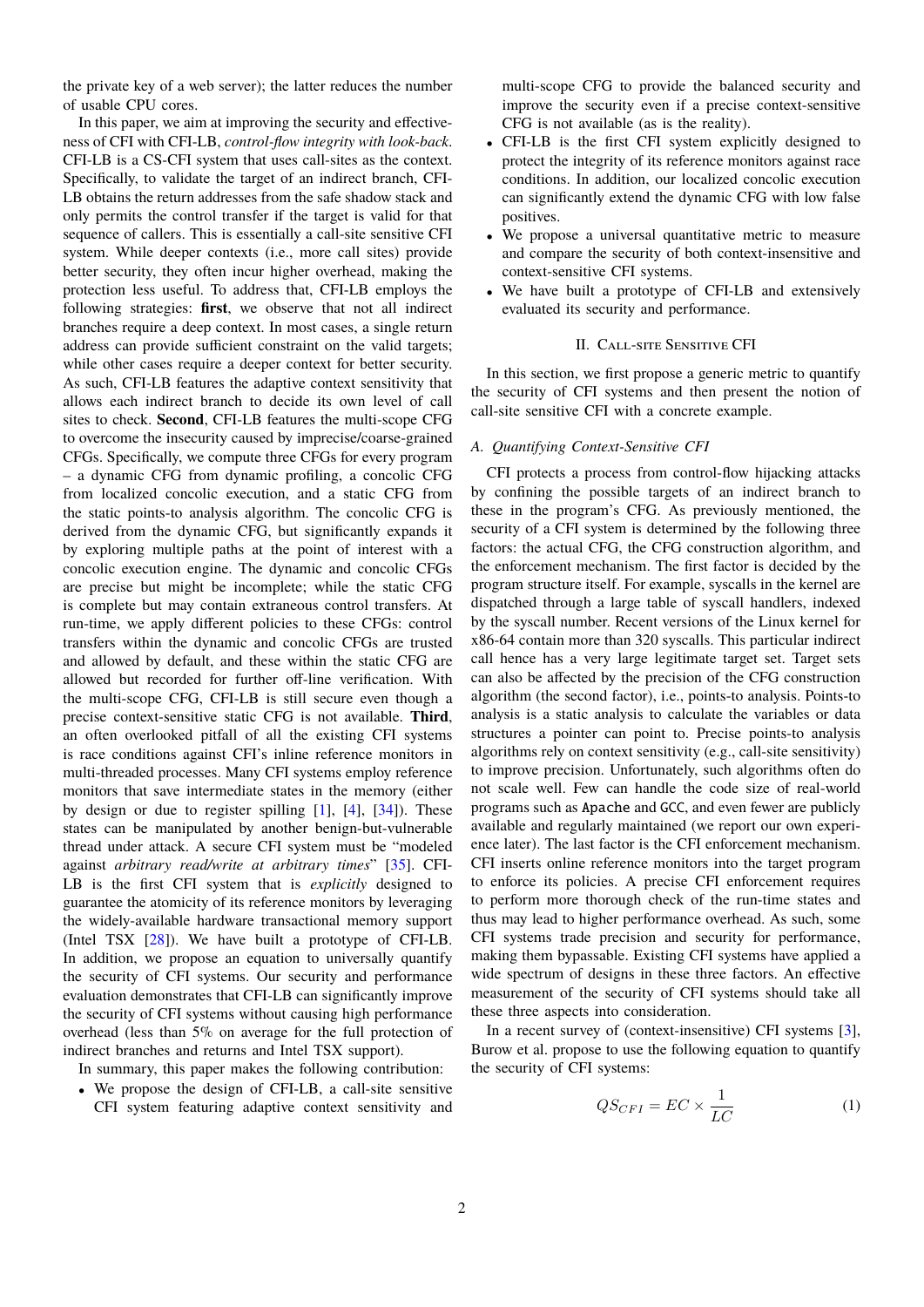the private key of a web server); the latter reduces the number of usable CPU cores.

In this paper, we aim at improving the security and effectiveness of CFI with CFI-LB, *control-flow integrity with look-back*. CFI-LB is a CS-CFI system that uses call-sites as the context. Specifically, to validate the target of an indirect branch, CFI-LB obtains the return addresses from the safe shadow stack and only permits the control transfer if the target is valid for that sequence of callers. This is essentially a call-site sensitive CFI system. While deeper contexts (i.e., more call sites) provide better security, they often incur higher overhead, making the protection less useful. To address that, CFI-LB employs the following strategies: **first**, we observe that not all indirect branches require a deep context. In most cases, a single return address can provide sufficient constraint on the valid targets; while other cases require a deeper context for better security. As such, CFI-LB features the adaptive context sensitivity that allows each indirect branch to decide its own level of call sites to check. **Second**, CFI-LB features the multi-scope CFG to overcome the insecurity caused by imprecise/coarse-grained CFGs. Specifically, we compute three CFGs for every program – a dynamic CFG from dynamic profiling, a concolic CFG from localized concolic execution, and a static CFG from the static points-to analysis algorithm. The concolic CFG is derived from the dynamic CFG, but significantly expands it by exploring multiple paths at the point of interest with a concolic execution engine. The dynamic and concolic CFGs are precise but might be incomplete; while the static CFG is complete but may contain extraneous control transfers. At run-time, we apply different policies to these CFGs: control transfers within the dynamic and concolic CFGs are trusted and allowed by default, and these within the static CFG are allowed but recorded for further off-line verification. With the multi-scope CFG, CFI-LB is still secure even though a precise context-sensitive static CFG is not available. **Third**, an often overlooked pitfall of all the existing CFI systems is race conditions against CFI's inline reference monitors in multi-threaded processes. Many CFI systems employ reference monitors that save intermediate states in the memory (either by design or due to register spilling [1], [4], [34]). These states can be manipulated by another benign-but-vulnerable thread under attack. A secure CFI system must be "modeled against *arbitrary read/write at arbitrary times*" [35]. CFI-LB is the first CFI system that is *explicitly* designed to guarantee the atomicity of its reference monitors by leveraging the widely-available hardware transactional memory support (Intel TSX [28]). We have built a prototype of CFI-LB. In addition, we propose an equation to universally quantify the security of CFI systems. Our security and performance evaluation demonstrates that CFI-LB can significantly improve the security of CFI systems without causing high performance overhead (less than 5% on average for the full protection of indirect branches and returns and Intel TSX support).

In summary, this paper makes the following contribution:

- We propose the design of CFI-LB, a call-site sensitive CFI system featuring adaptive context sensitivity and multi-scope CFG to provide the balanced security and improve the security even if a precise context-sensitive CFG is not available (as is the reality).
- CFI-LB is the first CFI system explicitly designed to protect the integrity of its reference monitors against race conditions. In addition, our localized concolic execution can significantly extend the dynamic CFG with low false positives.
- We propose a universal quantitative metric to measure and compare the security of both context-insensitive and context-sensitive CFI systems.
- We have built a prototype of CFI-LB and extensively evaluated its security and performance.

## II. Call-site Sensitive CFI

In this section, we first propose a generic metric to quantify the security of CFI systems and then present the notion of call-site sensitive CFI with a concrete example.

### *A. Quantifying Context-Sensitive CFI*

CFI protects a process from control-flow hijacking attacks by confining the possible targets of an indirect branch to these in the program's CFG. As previously mentioned, the security of a CFI system is determined by the following three factors: the actual CFG, the CFG construction algorithm, and the enforcement mechanism. The first factor is decided by the program structure itself. For example, syscalls in the kernel are dispatched through a large table of syscall handlers, indexed by the syscall number. Recent versions of the Linux kernel for x86-64 contain more than 320 syscalls. This particular indirect call hence has a very large legitimate target set. Target sets can also be affected by the precision of the CFG construction algorithm (the second factor), i.e., points-to analysis. Points-to analysis is a static analysis to calculate the variables or data structures a pointer can point to. Precise points-to analysis algorithms rely on context sensitivity (e.g., call-site sensitivity) to improve precision. Unfortunately, such algorithms often do not scale well. Few can handle the code size of real-world programs such as `Apache` and `GCC`, and even fewer are publicly available and regularly maintained (we report our own experience later). The last factor is the CFI enforcement mechanism. CFI inserts online reference monitors into the target program to enforce its policies. A precise CFI enforcement requires to perform more thorough check of the run-time states and thus may lead to higher performance overhead. As such, some CFI systems trade precision and security for performance, making them bypassable. Existing CFI systems have applied a wide spectrum of designs in these three factors. An effective measurement of the security of CFI systems should take all these three aspects into consideration.

In a recent survey of (context-insensitive) CFI systems [3], Burow et al. propose to use the following equation to quantify the security of CFI systems:

$$QS_{CFI} = EC \times \frac{1}{LC} \tag{1}$$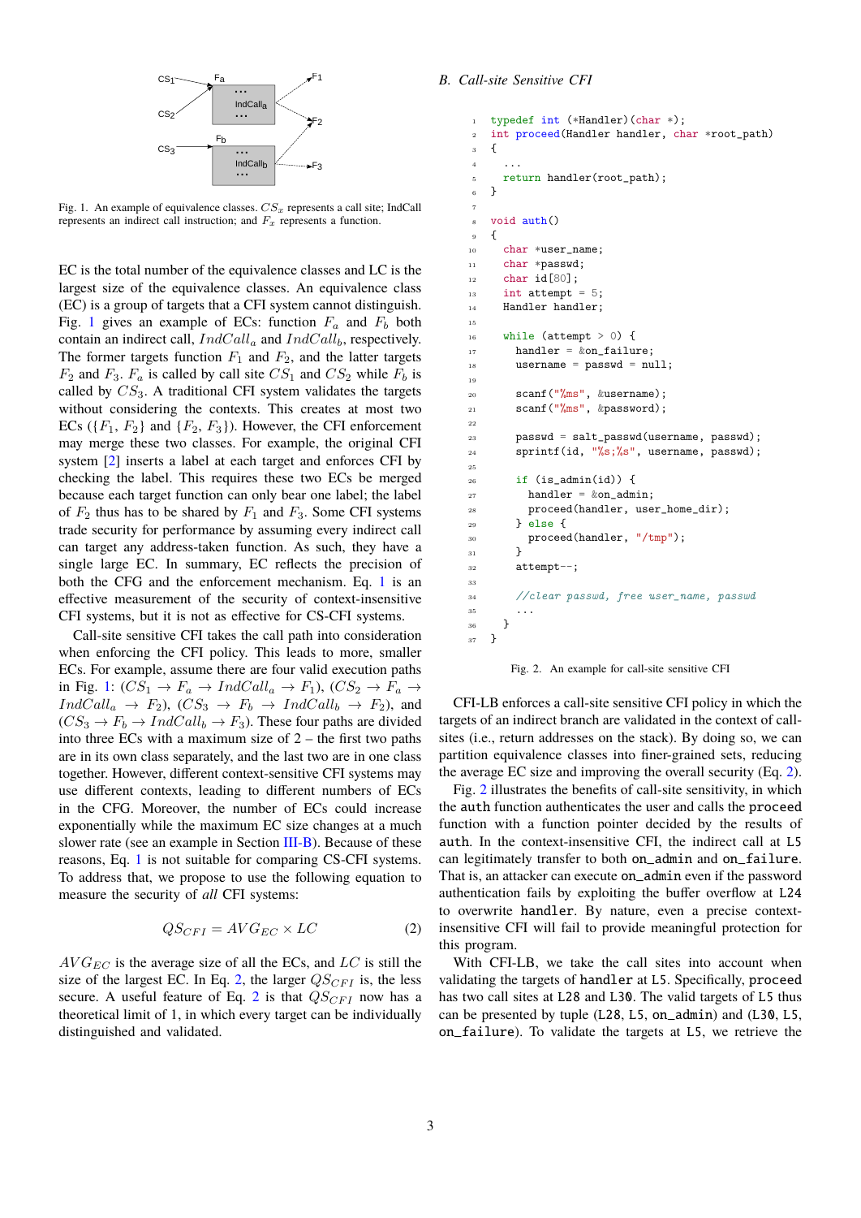Fig. 1. An example of equivalence classes. $CS_x$ represents a call site; IndCall represents an indirect call instruction; and $F_x$ represents a function.

EC is the total number of the equivalence classes and LC is the largest size of the equivalence classes. An equivalence class (EC) is a group of targets that a CFI system cannot distinguish. Fig. 1 gives an example of ECs: function $F_a$ and $F_b$ both contain an indirect call, $IndCall_a$ and $IndCall_b$, respectively. The former targets function $F_1$ and $F_2$, and the latter targets $F_2$ and $F_3$. $F_a$ is called by call site $CS_1$ and $CS_2$ while $F_b$ is called by $CS_3$. A traditional CFI system validates the targets without considering the contexts. This creates at most two ECs ($\{F_1, F_2\}$ and $\{F_2, F_3\}$). However, the CFI enforcement may merge these two classes. For example, the original CFI system [2] inserts a label at each target and enforces CFI by checking the label. This requires these two ECs be merged because each target function can only bear one label; the label of $F_2$ thus has to be shared by $F_1$ and $F_3$. Some CFI systems trade security for performance by assuming every indirect call can target any address-taken function. As such, they have a single large EC. In summary, EC reflects the precision of both the CFG and the enforcement mechanism. Eq. 1 is an effective measurement of the security of context-insensitive CFI systems, but it is not as effective for CS-CFI systems.

Call-site sensitive CFI takes the call path into consideration when enforcing the CFI policy. This leads to more, smaller ECs. For example, assume there are four valid execution paths in Fig. 1: $(CS_1 \rightarrow F_a \rightarrow IndCall_a \rightarrow F_1)$, $(CS_2 \rightarrow F_a \rightarrow IndCall_a \rightarrow F_2)$, $(CS_3 \rightarrow F_b \rightarrow IndCall_b \rightarrow F_2)$, and $(CS_3 \rightarrow F_b \rightarrow IndCall_b \rightarrow F_3)$. These four paths are divided into three ECs with a maximum size of 2 – the first two paths are in its own class separately, and the last two are in one class together. However, different context-sensitive CFI systems may use different contexts, leading to different numbers of ECs in the CFG. Moreover, the number of ECs could increase exponentially while the maximum EC size changes at a much slower rate (see an example in Section III-B). Because of these reasons, Eq. 1 is not suitable for comparing CS-CFI systems. To address that, we propose to use the following equation to measure the security of *all* CFI systems:

$$QS_{CFI} = AVG_{EC} \times LC \qquad (2)$$

$AVG_{EC}$ is the average size of all the ECs, and $LC$ is still the size of the largest EC. In Eq. 2, the larger $QS_{CFI}$ is, the less secure. A useful feature of Eq. 2 is that $QS_{CFI}$ now has a theoretical limit of 1, in which every target can be individually distinguished and validated.

### B. Call-site Sensitive CFI

```
1  typedef int (*Handler)(char *);
2  int proceed(Handler handler, char *root_path)
3  {
4    ...
5    return handler(root_path);
6  }
7
8  void auth()
9  {
10   char *user_name;
11   char *passwd;
12   char id[80];
13   int attempt = 5;
14   Handler handler;
15
16   while (attempt > 0) {
17     handler = &on_failure;
18     username = passwd = null;
19
20     scanf("%ms", &username);
21     scanf("%ms", &password);
22
23     passwd = salt_passwd(username, passwd);
24     sprintf(id, "%s;%s", username, passwd);
25
26     if (is_admin(id)) {
27       handler = &on_admin;
28       proceed(handler, user_home_dir);
29     } else {
30       proceed(handler, "/tmp");
31     }
32     attempt--;
33
34     //clear passwd, free user_name, passwd
35     ...
36   }
37 }
```

Fig. 2. An example for call-site sensitive CFI

CFI-LB enforces a call-site sensitive CFI policy in which the targets of an indirect branch are validated in the context of call-sites (i.e., return addresses on the stack). By doing so, we can partition equivalence classes into finer-grained sets, reducing the average EC size and improving the overall security (Eq. 2).

Fig. 2 illustrates the benefits of call-site sensitivity, in which the `auth` function authenticates the user and calls the `proceed` function with a function pointer decided by the results of `auth`. In the context-insensitive CFI, the indirect call at `L5` can legitimately transfer to both `on_admin` and `on_failure`. That is, an attacker can execute `on_admin` even if the password authentication fails by exploiting the buffer overflow at `L24` to overwrite `handler`. By nature, even a precise context-insensitive CFI will fail to provide meaningful protection for this program.

With CFI-LB, we take the call sites into account when validating the targets of `handler` at `L5`. Specifically, `proceed` has two call sites at `L28` and `L30`. The valid targets of `L5` thus can be presented by tuple (`L28`, `L5`, `on_admin`) and (`L30`, `L5`, `on_failure`). To validate the targets at `L5`, we retrieve the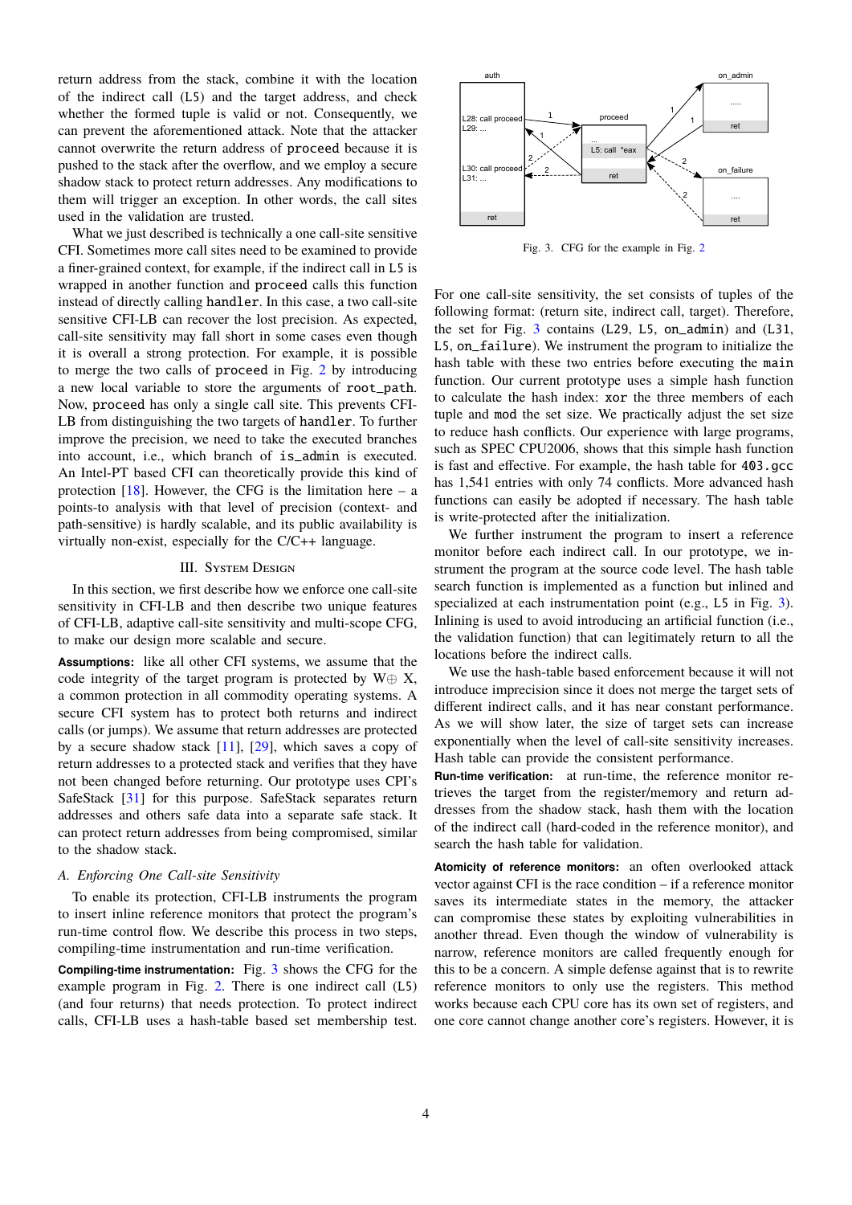return address from the stack, combine it with the location of the indirect call (L5) and the target address, and check whether the formed tuple is valid or not. Consequently, we can prevent the aforementioned attack. Note that the attacker cannot overwrite the return address of `proceed` because it is pushed to the stack after the overflow, and we employ a secure shadow stack to protect return addresses. Any modifications to them will trigger an exception. In other words, the call sites used in the validation are trusted.

What we just described is technically a one call-site sensitive CFI. Sometimes more call sites need to be examined to provide a finer-grained context, for example, if the indirect call in L5 is wrapped in another function and `proceed` calls this function instead of directly calling `handler`. In this case, a two call-site sensitive CFI-LB can recover the lost precision. As expected, call-site sensitivity may fall short in some cases even though it is overall a strong protection. For example, it is possible to merge the two calls of `proceed` in Fig. 2 by introducing a new local variable to store the arguments of `root_path`. Now, `proceed` has only a single call site. This prevents CFI-LB from distinguishing the two targets of `handler`. To further improve the precision, we need to take the executed branches into account, i.e., which branch of `is_admin` is executed. An Intel-PT based CFI can theoretically provide this kind of protection [18]. However, the CFG is the limitation here – a points-to analysis with that level of precision (context- and path-sensitive) is hardly scalable, and its public availability is virtually non-exist, especially for the C/C++ language.

## III. System Design

In this section, we first describe how we enforce one call-site sensitivity in CFI-LB and then describe two unique features of CFI-LB, adaptive call-site sensitivity and multi-scope CFG, to make our design more scalable and secure.

**Assumptions:** like all other CFI systems, we assume that the code integrity of the target program is protected by W⊕ X, a common protection in all commodity operating systems. A secure CFI system has to protect both returns and indirect calls (or jumps). We assume that return addresses are protected by a secure shadow stack [11], [29], which saves a copy of return addresses to a protected stack and verifies that they have not been changed before returning. Our prototype uses CPI's SafeStack [31] for this purpose. SafeStack separates return addresses and others safe data into a separate safe stack. It can protect return addresses from being compromised, similar to the shadow stack.

### A. Enforcing One Call-site Sensitivity

To enable its protection, CFI-LB instruments the program to insert inline reference monitors that protect the program's run-time control flow. We describe this process in two steps, compiling-time instrumentation and run-time verification.

**Compiling-time instrumentation:** Fig. 3 shows the CFG for the example program in Fig. 2. There is one indirect call (L5) (and four returns) that needs protection. To protect indirect calls, CFI-LB uses a hash-table based set membership test.

Fig. 3. CFG for the example in Fig. 2

For one call-site sensitivity, the set consists of tuples of the following format: (return site, indirect call, target). Therefore, the set for Fig. 3 contains (L29, L5, `on_admin`) and (L31, L5, `on_failure`). We instrument the program to initialize the hash table with these two entries before executing the `main` function. Our current prototype uses a simple hash function to calculate the hash index: `xor` the three members of each tuple and `mod` the set size. We practically adjust the set size to reduce hash conflicts. Our experience with large programs, such as SPEC CPU2006, shows that this simple hash function is fast and effective. For example, the hash table for `403.gcc` has 1,541 entries with only 74 conflicts. More advanced hash functions can easily be adopted if necessary. The hash table is write-protected after the initialization.

We further instrument the program to insert a reference monitor before each indirect call. In our prototype, we instrument the program at the source code level. The hash table search function is implemented as a function but inlined and specialized at each instrumentation point (e.g., L5 in Fig. 3). Inlining is used to avoid introducing an artificial function (i.e., the validation function) that can legitimately return to all the locations before the indirect calls.

We use the hash-table based enforcement because it will not introduce imprecision since it does not merge the target sets of different indirect calls, and it has near constant performance. As we will show later, the size of target sets can increase exponentially when the level of call-site sensitivity increases. Hash table can provide the consistent performance.

**Run-time verification:** at run-time, the reference monitor retrieves the target from the register/memory and return addresses from the shadow stack, hash them with the location of the indirect call (hard-coded in the reference monitor), and search the hash table for validation.

**Atomicity of reference monitors:** an often overlooked attack vector against CFI is the race condition – if a reference monitor saves its intermediate states in the memory, the attacker can compromise these states by exploiting vulnerabilities in another thread. Even though the window of vulnerability is narrow, reference monitors are called frequently enough for this to be a concern. A simple defense against that is to rewrite reference monitors to only use the registers. This method works because each CPU core has its own set of registers, and one core cannot change another core's registers. However, it is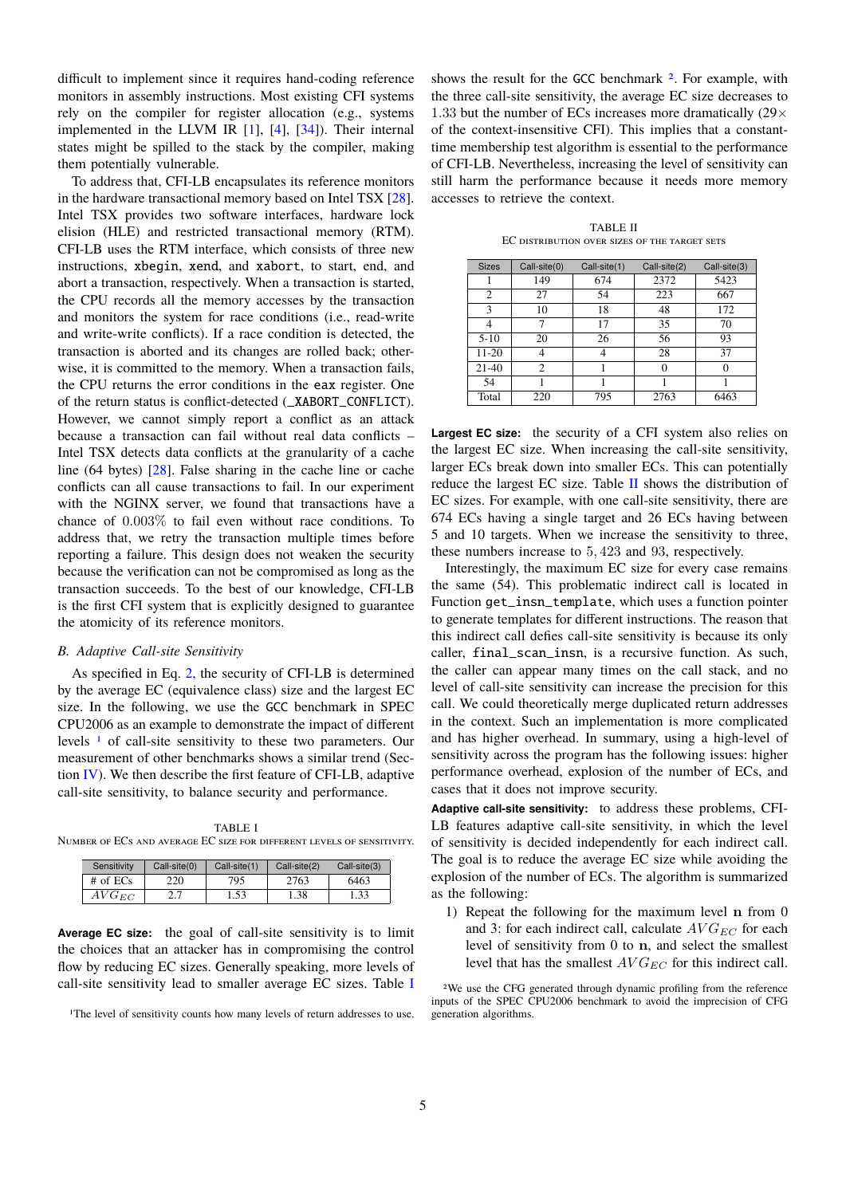difficult to implement since it requires hand-coding reference monitors in assembly instructions. Most existing CFI systems rely on the compiler for register allocation (e.g., systems implemented in the LLVM IR [1], [4], [34]). Their internal states might be spilled to the stack by the compiler, making them potentially vulnerable.

To address that, CFI-LB encapsulates its reference monitors in the hardware transactional memory based on Intel TSX [28]. Intel TSX provides two software interfaces, hardware lock elision (HLE) and restricted transactional memory (RTM). CFI-LB uses the RTM interface, which consists of three new instructions, `xbegin`, `xend`, and `xabort`, to start, end, and abort a transaction, respectively. When a transaction is started, the CPU records all the memory accesses by the transaction and monitors the system for race conditions (i.e., read-write and write-write conflicts). If a race condition is detected, the transaction is aborted and its changes are rolled back; otherwise, it is committed to the memory. When a transaction fails, the CPU returns the error conditions in the `eax` register. One of the return status is conflict-detected (`_XABORT_CONFLICT`). However, we cannot simply report a conflict as an attack because a transaction can fail without real data conflicts – Intel TSX detects data conflicts at the granularity of a cache line (64 bytes) [28]. False sharing in the cache line or cache conflicts can all cause transactions to fail. In our experiment with the NGINX server, we found that transactions have a chance of $0.003\%$ to fail even without race conditions. To address that, we retry the transaction multiple times before reporting a failure. This design does not weaken the security because the verification can not be compromised as long as the transaction succeeds. To the best of our knowledge, CFI-LB is the first CFI system that is explicitly designed to guarantee the atomicity of its reference monitors.

### B. Adaptive Call-site Sensitivity

As specified in Eq. 2, the security of CFI-LB is determined by the average EC (equivalence class) size and the largest EC size. In the following, we use the `GCC` benchmark in SPEC CPU2006 as an example to demonstrate the impact of different levels [1] of call-site sensitivity to these two parameters. Our measurement of other benchmarks shows a similar trend (Section IV). We then describe the first feature of CFI-LB, adaptive call-site sensitivity, to balance security and performance.

TABLE I
NUMBER OF ECS AND AVERAGE EC SIZE FOR DIFFERENT LEVELS OF SENSITIVITY.

| Sensitivity | Call-site(0) | Call-site(1) | Call-site(2) | Call-site(3) |
|---|---|---|---|---|
| # of ECs | 220 | 795 | 2763 | 6463 |
| $AVG_{EC}$ | 2.7 | 1.53 | 1.38 | 1.33 |

**Average EC size:** the goal of call-site sensitivity is to limit the choices that an attacker has in compromising the control flow by reducing EC sizes. Generally speaking, more levels of call-site sensitivity lead to smaller average EC sizes. Table I shows the result for the `GCC` benchmark [2]. For example, with the three call-site sensitivity, the average EC size decreases to $1.33$ but the number of ECs increases more dramatically ($29\times$ of the context-insensitive CFI). This implies that a constant-time membership test algorithm is essential to the performance of CFI-LB. Nevertheless, increasing the level of sensitivity can still harm the performance because it needs more memory accesses to retrieve the context.

TABLE II
EC DISTRIBUTION OVER SIZES OF THE TARGET SETS

| Sizes | Call-site(0) | Call-site(1) | Call-site(2) | Call-site(3) |
|---|---|---|---|---|
| 1 | 149 | 674 | 2372 | 5423 |
| 2 | 27 | 54 | 223 | 667 |
| 3 | 10 | 18 | 48 | 172 |
| 4 | 7 | 17 | 35 | 70 |
| 5-10 | 20 | 26 | 56 | 93 |
| 11-20 | 4 | 4 | 28 | 37 |
| 21-40 | 2 | 1 | 0 | 0 |
| 54 | 1 | 1 | 1 | 1 |
| Total | 220 | 795 | 2763 | 6463 |

**Largest EC size:** the security of a CFI system also relies on the largest EC size. When increasing the call-site sensitivity, larger ECs break down into smaller ECs. This can potentially reduce the largest EC size. Table II shows the distribution of EC sizes. For example, with one call-site sensitivity, there are 674 ECs having a single target and 26 ECs having between 5 and 10 targets. When we increase the sensitivity to three, these numbers increase to $5,423$ and $93$, respectively.

Interestingly, the maximum EC size for every case remains the same (54). This problematic indirect call is located in Function `get_insn_template`, which uses a function pointer to generate templates for different instructions. The reason that this indirect call defies call-site sensitivity is because its only caller, `final_scan_insn`, is a recursive function. As such, the caller can appear many times on the call stack, and no level of call-site sensitivity can increase the precision for this call. We could theoretically merge duplicated return addresses in the context. Such an implementation is more complicated and has higher overhead. In summary, using a high-level of sensitivity across the program has the following issues: higher performance overhead, explosion of the number of ECs, and cases that it does not improve security.

**Adaptive call-site sensitivity:** to address these problems, CFI-LB features adaptive call-site sensitivity, in which the level of sensitivity is decided independently for each indirect call. The goal is to reduce the average EC size while avoiding the explosion of the number of ECs. The algorithm is summarized as the following:

1) Repeat the following for the maximum level $\mathbf{n}$ from 0 and 3: for each indirect call, calculate $AVG_{EC}$ for each level of sensitivity from 0 to $\mathbf{n}$, and select the smallest level that has the smallest $AVG_{EC}$ for this indirect call.

[1] The level of sensitivity counts how many levels of return addresses to use.

[2] We use the CFG generated through dynamic profiling from the reference inputs of the SPEC CPU2006 benchmark to avoid the imprecision of CFG generation algorithms.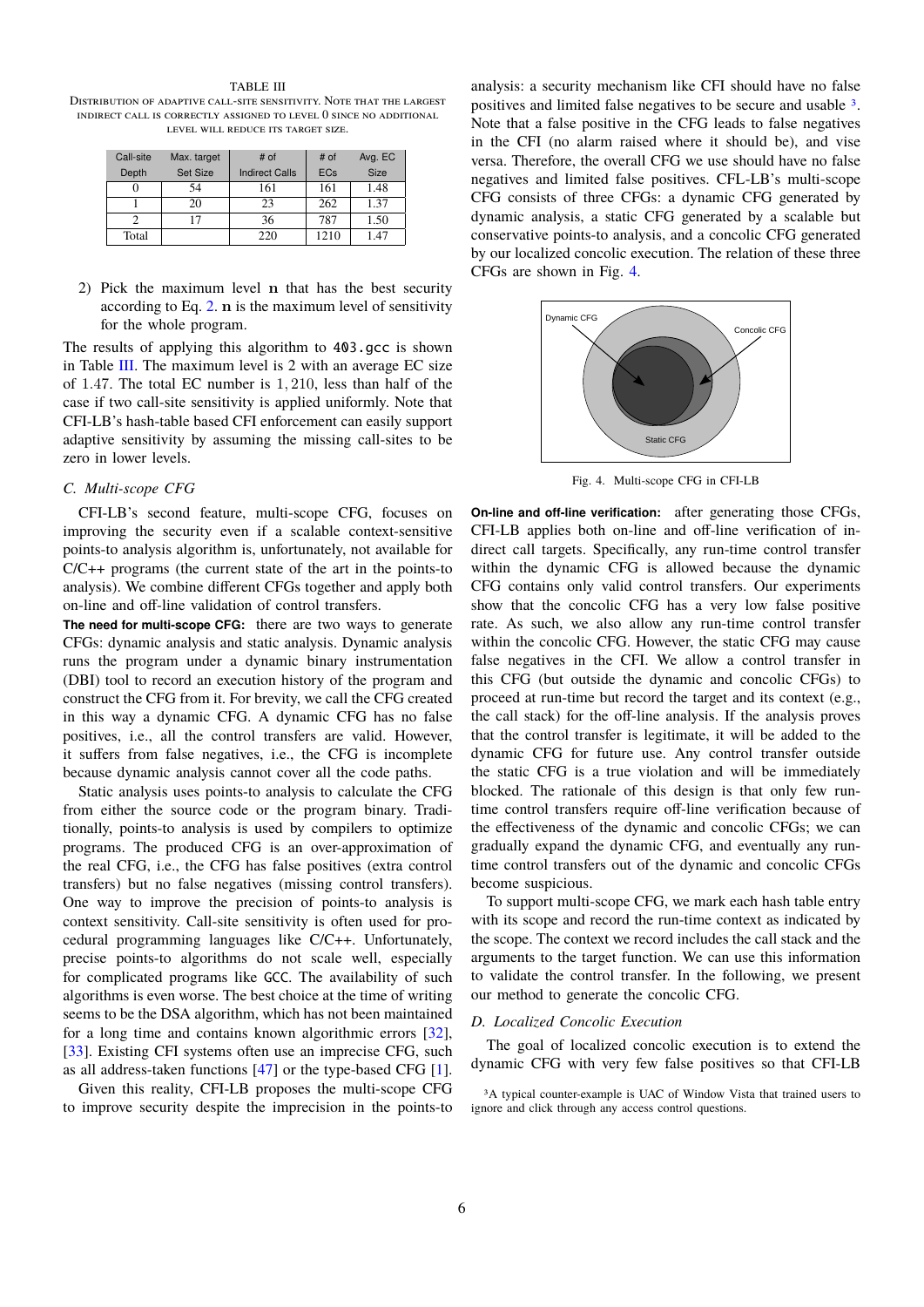TABLE III

DISTRIBUTION OF ADAPTIVE CALL-SITE SENSITIVITY. NOTE THAT THE LARGEST INDIRECT CALL IS CORRECTLY ASSIGNED TO LEVEL 0 SINCE NO ADDITIONAL LEVEL WILL REDUCE ITS TARGET SIZE.

| Call-site Depth | Max. target Set Size | # of Indirect Calls | # of ECs | Avg. EC Size |
|---|---|---|---|---|
| 0 | 54 | 161 | 161 | 1.48 |
| 1 | 20 | 23 | 262 | 1.37 |
| 2 | 17 | 36 | 787 | 1.50 |
| Total | | 220 | 1210 | 1.47 |

2) Pick the maximum level $\mathbf{n}$ that has the best security according to Eq. 2. $\mathbf{n}$ is the maximum level of sensitivity for the whole program.

The results of applying this algorithm to `403.gcc` is shown in Table III. The maximum level is 2 with an average EC size of 1.47. The total EC number is 1,210, less than half of the case if two call-site sensitivity is applied uniformly. Note that CFI-LB's hash-table based CFI enforcement can easily support adaptive sensitivity by assuming the missing call-sites to be zero in lower levels.

### C. Multi-scope CFG

CFI-LB's second feature, multi-scope CFG, focuses on improving the security even if a scalable context-sensitive points-to analysis algorithm is, unfortunately, not available for C/C++ programs (the current state of the art in the points-to analysis). We combine different CFGs together and apply both on-line and off-line validation of control transfers.

**The need for multi-scope CFG:** there are two ways to generate CFGs: dynamic analysis and static analysis. Dynamic analysis runs the program under a dynamic binary instrumentation (DBI) tool to record an execution history of the program and construct the CFG from it. For brevity, we call the CFG created in this way a dynamic CFG. A dynamic CFG has no false positives, i.e., all the control transfers are valid. However, it suffers from false negatives, i.e., the CFG is incomplete because dynamic analysis cannot cover all the code paths.

Static analysis uses points-to analysis to calculate the CFG from either the source code or the program binary. Traditionally, points-to analysis is used by compilers to optimize programs. The produced CFG is an over-approximation of the real CFG, i.e., the CFG has false positives (extra control transfers) but no false negatives (missing control transfers). One way to improve the precision of points-to analysis is context sensitivity. Call-site sensitivity is often used for procedural programming languages like C/C++. Unfortunately, precise points-to algorithms do not scale well, especially for complicated programs like GCC. The availability of such algorithms is even worse. The best choice at the time of writing seems to be the DSA algorithm, which has not been maintained for a long time and contains known algorithmic errors [32], [33]. Existing CFI systems often use an imprecise CFG, such as all address-taken functions [47] or the type-based CFG [1].

Given this reality, CFI-LB proposes the multi-scope CFG to improve security despite the imprecision in the points-to analysis: a security mechanism like CFI should have no false positives and limited false negatives to be secure and usable [3]. Note that a false positive in the CFG leads to false negatives in the CFI (no alarm raised where it should be), and vise versa. Therefore, the overall CFG we use should have no false negatives and limited false positives. CFL-LB's multi-scope CFG consists of three CFGs: a dynamic CFG generated by dynamic analysis, a static CFG generated by a scalable but conservative points-to analysis, and a concolic CFG generated by our localized concolic execution. The relation of these three CFGs are shown in Fig. 4.

Fig. 4. Multi-scope CFG in CFI-LB

**On-line and off-line verification:** after generating those CFGs, CFI-LB applies both on-line and off-line verification of indirect call targets. Specifically, any run-time control transfer within the dynamic CFG is allowed because the dynamic CFG contains only valid control transfers. Our experiments show that the concolic CFG has a very low false positive rate. As such, we also allow any run-time control transfer within the concolic CFG. However, the static CFG may cause false negatives in the CFI. We allow a control transfer in this CFG (but outside the dynamic and concolic CFGs) to proceed at run-time but record the target and its context (e.g., the call stack) for the off-line analysis. If the analysis proves that the control transfer is legitimate, it will be added to the dynamic CFG for future use. Any control transfer outside the static CFG is a true violation and will be immediately blocked. The rationale of this design is that only few run-time control transfers require off-line verification because of the effectiveness of the dynamic and concolic CFGs; we can gradually expand the dynamic CFG, and eventually any run-time control transfers out of the dynamic and concolic CFGs become suspicious.

To support multi-scope CFG, we mark each hash table entry with its scope and record the run-time context as indicated by the scope. The context we record includes the call stack and the arguments to the target function. We can use this information to validate the control transfer. In the following, we present our method to generate the concolic CFG.

### D. Localized Concolic Execution

The goal of localized concolic execution is to extend the dynamic CFG with very few false positives so that CFI-LB

[3] A typical counter-example is UAC of Window Vista that trained users to ignore and click through any access control questions.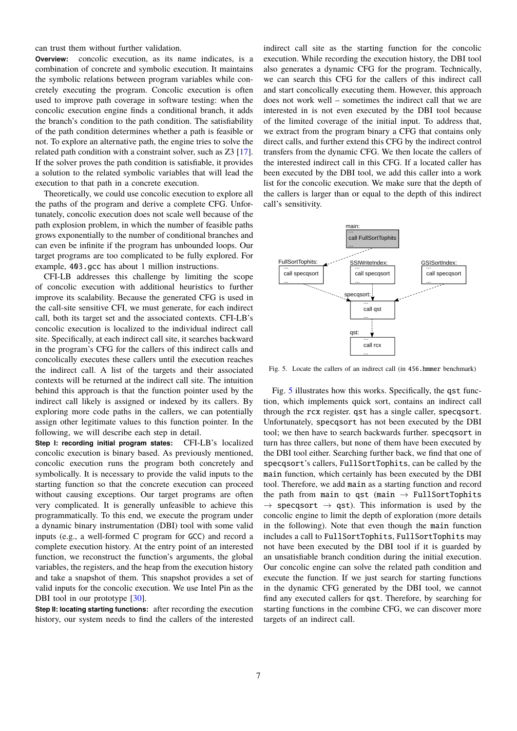can trust them without further validation.

**Overview:** concolic execution, as its name indicates, is a combination of concrete and symbolic execution. It maintains the symbolic relations between program variables while concretely executing the program. Concolic execution is often used to improve path coverage in software testing: when the concolic execution engine finds a conditional branch, it adds the branch's condition to the path condition. The satisfiability of the path condition determines whether a path is feasible or not. To explore an alternative path, the engine tries to solve the related path condition with a constraint solver, such as Z3 [17]. If the solver proves the path condition is satisfiable, it provides a solution to the related symbolic variables that will lead the execution to that path in a concrete execution.

Theoretically, we could use concolic execution to explore all the paths of the program and derive a complete CFG. Unfortunately, concolic execution does not scale well because of the path explosion problem, in which the number of feasible paths grows exponentially to the number of conditional branches and can even be infinite if the program has unbounded loops. Our target programs are too complicated to be fully explored. For example, `403.gcc` has about 1 million instructions.

CFI-LB addresses this challenge by limiting the scope of concolic execution with additional heuristics to further improve its scalability. Because the generated CFG is used in the call-site sensitive CFI, we must generate, for each indirect call, both its target set and the associated contexts. CFI-LB's concolic execution is localized to the individual indirect call site. Specifically, at each indirect call site, it searches backward in the program's CFG for the callers of this indirect calls and concolically executes these callers until the execution reaches the indirect call. A list of the targets and their associated contexts will be returned at the indirect call site. The intuition behind this approach is that the function pointer used by the indirect call likely is assigned or indexed by its callers. By exploring more code paths in the callers, we can potentially assign other legitimate values to this function pointer. In the following, we will describe each step in detail.

**Step I: recording initial program states:** CFI-LB's localized concolic execution is binary based. As previously mentioned, concolic execution runs the program both concretely and symbolically. It is necessary to provide the valid inputs to the starting function so that the concrete execution can proceed without causing exceptions. Our target programs are often very complicated. It is generally unfeasible to achieve this programmatically. To this end, we execute the program under a dynamic binary instrumentation (DBI) tool with some valid inputs (e.g., a well-formed C program for GCC) and record a complete execution history. At the entry point of an interested function, we reconstruct the function's arguments, the global variables, the registers, and the heap from the execution history and take a snapshot of them. This snapshot provides a set of valid inputs for the concolic execution. We use Intel Pin as the DBI tool in our prototype [30].

**Step II: locating starting functions:** after recording the execution history, our system needs to find the callers of the interested indirect call site as the starting function for the concolic execution. While recording the execution history, the DBI tool also generates a dynamic CFG for the program. Technically, we can search this CFG for the callers of this indirect call and start concolically executing them. However, this approach does not work well – sometimes the indirect call that we are interested in is not even executed by the DBI tool because of the limited coverage of the initial input. To address that, we extract from the program binary a CFG that contains only direct calls, and further extend this CFG by the indirect control transfers from the dynamic CFG. We then locate the callers of the interested indirect call in this CFG. If a located caller has been executed by the DBI tool, we add this caller into a work list for the concolic execution. We make sure that the depth of the callers is larger than or equal to the depth of this indirect call's sensitivity.

Fig. 5. Locate the callers of an indirect call (in `456.hmmer` benchmark)

Fig. 5 illustrates how this works. Specifically, the `qst` function, which implements quick sort, contains an indirect call through the `rcx` register. `qst` has a single caller, `specqsort`. Unfortunately, `specqsort` has not been executed by the DBI tool; we then have to search backwards further. `specqsort` in turn has three callers, but none of them have been executed by the DBI tool either. Searching further back, we find that one of `specqsort`'s callers, `FullSortTophits`, can be called by the `main` function, which certainly has been executed by the DBI tool. Therefore, we add `main` as a starting function and record the path from `main` to `qst` (`main` $\rightarrow$ `FullSortTophits` $\rightarrow$ `specqsort` $\rightarrow$ `qst`). This information is used by the concolic engine to limit the depth of exploration (more details in the following). Note that even though the `main` function includes a call to `FullSortTophits`, `FullSortTophits` may not have been executed by the DBI tool if it is guarded by an unsatisfiable branch condition during the initial execution. Our concolic engine can solve the related path condition and execute the function. If we just search for starting functions in the dynamic CFG generated by the DBI tool, we cannot find any executed callers for `qst`. Therefore, by searching for starting functions in the combine CFG, we can discover more targets of an indirect call.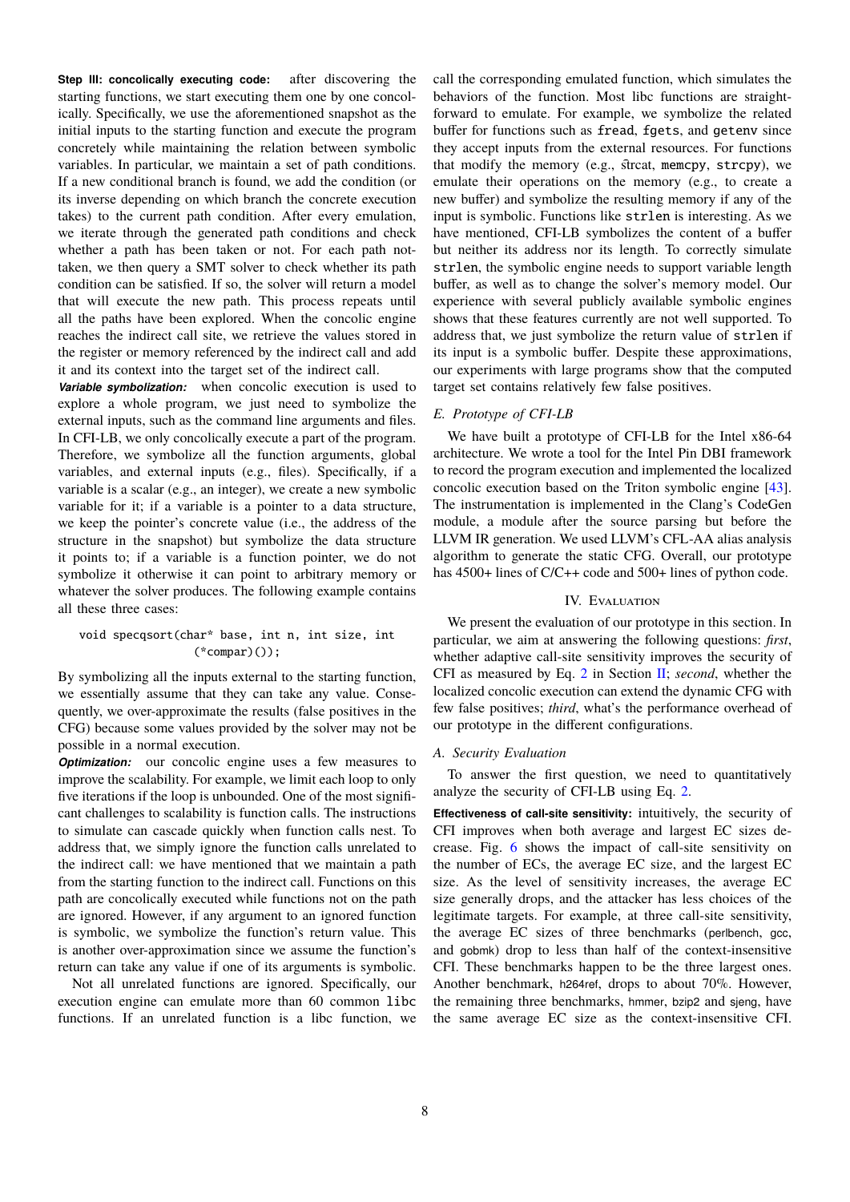**Step III: concolically executing code:** after discovering the starting functions, we start executing them one by one concolically. Specifically, we use the aforementioned snapshot as the initial inputs to the starting function and execute the program concretely while maintaining the relation between symbolic variables. In particular, we maintain a set of path conditions. If a new conditional branch is found, we add the condition (or its inverse depending on which branch the concrete execution takes) to the current path condition. After every emulation, we iterate through the generated path conditions and check whether a path has been taken or not. For each path not-taken, we then query a SMT solver to check whether its path condition can be satisfied. If so, the solver will return a model that will execute the new path. This process repeats until all the paths have been explored. When the concolic engine reaches the indirect call site, we retrieve the values stored in the register or memory referenced by the indirect call and add it and its context into the target set of the indirect call.

***Variable symbolization:*** when concolic execution is used to explore a whole program, we just need to symbolize the external inputs, such as the command line arguments and files. In CFI-LB, we only concolically execute a part of the program. Therefore, we symbolize all the function arguments, global variables, and external inputs (e.g., files). Specifically, if a variable is a scalar (e.g., an integer), we create a new symbolic variable for it; if a variable is a pointer to a data structure, we keep the pointer's concrete value (i.e., the address of the structure in the snapshot) but symbolize the data structure it points to; if a variable is a function pointer, we do not symbolize it otherwise it can point to arbitrary memory or whatever the solver produces. The following example contains all these three cases:

```
void specqsort(char* base, int n, int size, int
               (*compar)());
```

By symbolizing all the inputs external to the starting function, we essentially assume that they can take any value. Consequently, we over-approximate the results (false positives in the CFG) because some values provided by the solver may not be possible in a normal execution.

***Optimization:*** our concolic engine uses a few measures to improve the scalability. For example, we limit each loop to only five iterations if the loop is unbounded. One of the most significant challenges to scalability is function calls. The instructions to simulate can cascade quickly when function calls nest. To address that, we simply ignore the function calls unrelated to the indirect call: we have mentioned that we maintain a path from the starting function to the indirect call. Functions on this path are concolically executed while functions not on the path are ignored. However, if any argument to an ignored function is symbolic, we symbolize the function's return value. This is another over-approximation since we assume the function's return can take any value if one of its arguments is symbolic.

Not all unrelated functions are ignored. Specifically, our execution engine can emulate more than 60 common `libc` functions. If an unrelated function is a libc function, we call the corresponding emulated function, which simulates the behaviors of the function. Most libc functions are straightforward to emulate. For example, we symbolize the related buffer for functions such as `fread`, `fgets`, and `getenv` since they accept inputs from the external resources. For functions that modify the memory (e.g., `strcat`, `memcpy`, `strcpy`), we emulate their operations on the memory (e.g., to create a new buffer) and symbolize the resulting memory if any of the input is symbolic. Functions like `strlen` is interesting. As we have mentioned, CFI-LB symbolizes the content of a buffer but neither its address nor its length. To correctly simulate `strlen`, the symbolic engine needs to support variable length buffer, as well as to change the solver's memory model. Our experience with several publicly available symbolic engines shows that these features currently are not well supported. To address that, we just symbolize the return value of `strlen` if its input is a symbolic buffer. Despite these approximations, our experiments with large programs show that the computed target set contains relatively few false positives.

### *E. Prototype of CFI-LB*

We have built a prototype of CFI-LB for the Intel x86-64 architecture. We wrote a tool for the Intel Pin DBI framework to record the program execution and implemented the localized concolic execution based on the Triton symbolic engine [43]. The instrumentation is implemented in the Clang's CodeGen module, a module after the source parsing but before the LLVM IR generation. We used LLVM's CFL-AA alias analysis algorithm to generate the static CFG. Overall, our prototype has 4500+ lines of C/C++ code and 500+ lines of python code.

## IV. Evaluation

We present the evaluation of our prototype in this section. In particular, we aim at answering the following questions: *first*, whether adaptive call-site sensitivity improves the security of CFI as measured by Eq. 2 in Section II; *second*, whether the localized concolic execution can extend the dynamic CFG with few false positives; *third*, what's the performance overhead of our prototype in the different configurations.

### *A. Security Evaluation*

To answer the first question, we need to quantitatively analyze the security of CFI-LB using Eq. 2.

**Effectiveness of call-site sensitivity:** intuitively, the security of CFI improves when both average and largest EC sizes decrease. Fig. 6 shows the impact of call-site sensitivity on the number of ECs, the average EC size, and the largest EC size. As the level of sensitivity increases, the average EC size generally drops, and the attacker has less choices of the legitimate targets. For example, at three call-site sensitivity, the average EC sizes of three benchmarks (perlbench, gcc, and gobmk) drop to less than half of the context-insensitive CFI. These benchmarks happen to be the three largest ones. Another benchmark, h264ref, drops to about 70%. However, the remaining three benchmarks, hmmer, bzip2 and sjeng, have the same average EC size as the context-insensitive CFI.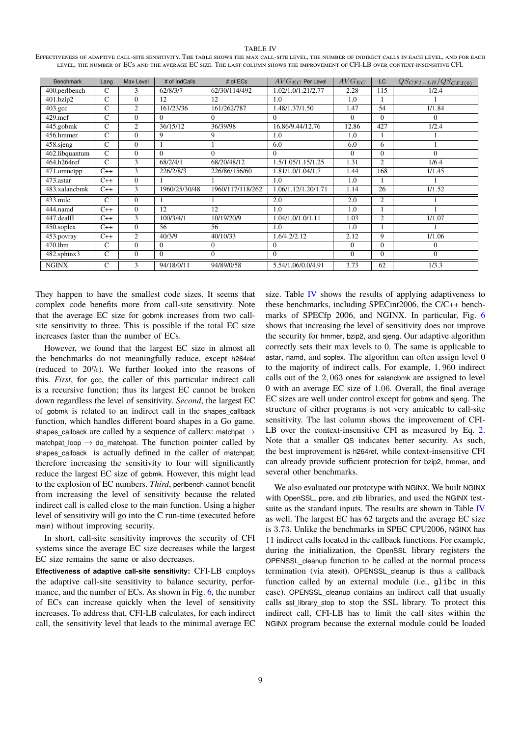TABLE IV

EFFECTIVENESS OF ADAPTIVE CALL-SITE SENSITIVITY. THE TABLE SHOWS THE MAX CALL-SITE LEVEL, THE NUMBER OF INDIRECT CALLS IN EACH LEVEL, AND FOR EACH LEVEL, THE NUMBER OF ECS AND THE AVERAGE EC SIZE. THE LAST COLUMN SHOWS THE IMPROVEMENT OF CFI-LB OVER CONTEXT-INSENSITIVE CFI.

| Benchmark | Lang | Max Level | # of IndCalls | # of ECs | $AVG_{EC}$ Per Level | $AVG_{EC}$ | LC | $QS_{CFI-LB}/QS_{CFI(0)}$ |
|---|---|---|---|---|---|---|---|---|
| 400.perlbench | C | 3 | 62/8/3/7 | 62/30/114/492 | 1.02/1.0/1.21/2.77 | 2.28 | 115 | 1/2.4 |
| 401.bzip2 | C | 0 | 12 | 12 | 1.0 | 1.0 | 1 | 1 |
| 403.gcc | C | 2 | 161/23/36 | 161/262/787 | 1.48/1.37/1.50 | 1.47 | 54 | 1/1.84 |
| 429.mcf | C | 0 | 0 | 0 | 0 | 0 | 0 | 0 |
| 445.gobmk | C | 2 | 36/15/12 | 36/39/98 | 16.86/9.44/12.76 | 12.86 | 427 | 1/2.4 |
| 456.hmmer | C | 0 | 9 | 9 | 1.0 | 1.0 | 1 | 1 |
| 458.sjeng | C | 0 | 1 | 1 | 6.0 | 6.0 | 6 | 1 |
| 462.libquantum | C | 0 | 0 | 0 | 0 | 0 | 0 | 0 |
| 464.h264ref | C | 3 | 68/2/4/1 | 68/20/48/12 | 1.5/1.05/1.15/1.25 | 1.31 | 2 | 1/6.4 |
| 471.omnetpp | C++ | 3 | 226/2/8/3 | 226/86/156/60 | 1.81/1.0/1.04/1.7 | 1.44 | 168 | 1/1.45 |
| 473.astar | C++ | 0 | 1 | 1 | 1.0 | 1.0 | 1 | 1 |
| 483.xalancbmk | C++ | 3 | 1960/25/30/48 | 1960/117/118/262 | 1.06/1.12/1.20/1.71 | 1.14 | 26 | 1/1.52 |
| 433.milc | C | 0 | 1 | 1 | 2.0 | 2.0 | 2 | 1 |
| 444.namd | C++ | 0 | 12 | 12 | 1.0 | 1.0 | 1 | 1 |
| 447.dealII | C++ | 3 | 100/3/4/1 | 10/19/20/9 | 1.04/1.0/1.0/1.11 | 1.03 | 2 | 1/1.07 |
| 450.soplex | C++ | 0 | 56 | 56 | 1.0 | 1.0 | 1 | 1 |
| 453.povray | C++ | 2 | 40/3/9 | 40/10/33 | 1.6/4.2/2.12 | 2.12 | 9 | 1/1.06 |
| 470.lbm | C | 0 | 0 | 0 | 0 | 0 | 0 | 0 |
| 482.sphinx3 | C | 0 | 0 | 0 | 0 | 0 | 0 | 0 |
| NGINX | C | 3 | 94/18/0/11 | 94/89/0/58 | 5.54/1.06/0.0/4.91 | 3.73 | 62 | 1/3.3 |

They happen to have the smallest code sizes. It seems that complex code benefits more from call-site sensitivity. Note that the average EC size for gobmk increases from two call-site sensitivity to three. This is possible if the total EC size increases faster than the number of ECs.

However, we found that the largest EC size in almost all the benchmarks do not meaningfully reduce, except h264ref (reduced to 20%). We further looked into the reasons of this. *First*, for gcc, the caller of this particular indirect call is a recursive function; thus its largest EC cannot be broken down regardless the level of sensitivity. *Second*, the largest EC of gobmk is related to an indirect call in the shapes_callback function, which handles different board shapes in a Go game. shapes_callback are called by a sequence of callers: matchpat $\rightarrow$ matchpat_loop $\rightarrow$ do_matchpat. The function pointer called by shapes_callback is actually defined in the caller of matchpat; therefore increasing the sensitivity to four will significantly reduce the largest EC size of gobmk. However, this might lead to the explosion of EC numbers. *Third*, perlbench cannot benefit from increasing the level of sensitivity because the related indirect call is called close to the main function. Using a higher level of sensitivity will go into the C run-time (executed before main) without improving security.

In short, call-site sensitivity improves the security of CFI systems since the average EC size decreases while the largest EC size remains the same or also decreases.

**Effectiveness of adaptive call-site sensitivity:** CFI-LB employs the adaptive call-site sensitivity to balance security, performance, and the number of ECs. As shown in Fig. 6, the number of ECs can increase quickly when the level of sensitivity increases. To address that, CFI-LB calculates, for each indirect call, the sensitivity level that leads to the minimal average EC size. Table IV shows the results of applying adaptiveness to these benchmarks, including SPECint2006, the C/C++ benchmarks of SPECfp 2006, and NGINX. In particular, Fig. 6 shows that increasing the level of sensitivity does not improve the security for hmmer, bzip2, and sjeng. Our adaptive algorithm correctly sets their max levels to 0. The same is applicable to astar, namd, and soplex. The algorithm can often assign level 0 to the majority of indirect calls. For example, $1,960$ indirect calls out of the $2,063$ ones for xalancbmk are assigned to level 0 with an average EC size of $1.06$. Overall, the final average EC sizes are well under control except for gobmk and sjeng. The structure of either programs is not very amicable to call-site sensitivity. The last column shows the improvement of CFI-LB over the context-insensitive CFI as measured by Eq. 2. Note that a smaller QS indicates better security. As such, the best improvement is h264ref, while context-insensitive CFI can already provide sufficient protection for bzip2, hmmer, and several other benchmarks.

We also evaluated our prototype with NGINX. We built NGINX with OpenSSL, pcre, and zlib libraries, and used the NGINX test-suite as the standard inputs. The results are shown in Table IV as well. The largest EC has 62 targets and the average EC size is $3.73$. Unlike the benchmarks in SPEC CPU2006, NGINX has 11 indirect calls located in the callback functions. For example, during the initialization, the OpenSSL library registers the OPENSSL_cleanup function to be called at the normal process termination (via atexit). OPENSSL_cleanup is thus a callback function called by an external module (i.e., glibc in this case). OPENSSL_cleanup contains an indirect call that usually calls ssl_library_stop to stop the SSL library. To protect this indirect call, CFI-LB has to limit the call sites within the NGINX program because the external module could be loaded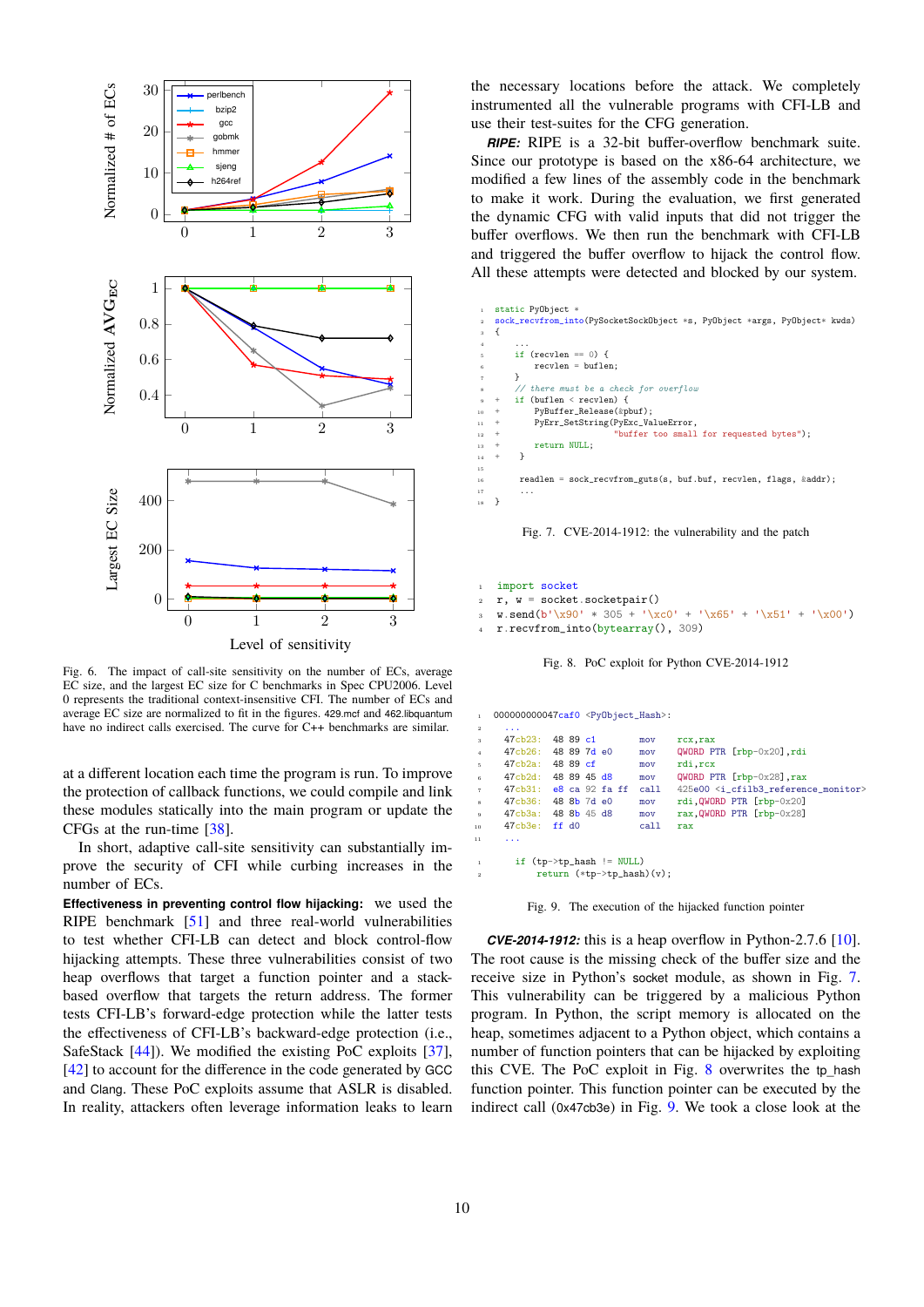Fig. 6. The impact of call-site sensitivity on the number of ECs, average EC size, and the largest EC size for C benchmarks in Spec CPU2006. Level 0 represents the traditional context-insensitive CFI. The number of ECs and average EC size are normalized to fit in the figures. 429.mcf and 462.libquantum have no indirect calls exercised. The curve for C++ benchmarks are similar.

at a different location each time the program is run. To improve the protection of callback functions, we could compile and link these modules statically into the main program or update the CFGs at the run-time [38].

In short, adaptive call-site sensitivity can substantially improve the security of CFI while curbing increases in the number of ECs.

**Effectiveness in preventing control flow hijacking:** we used the RIPE benchmark [51] and three real-world vulnerabilities to test whether CFI-LB can detect and block control-flow hijacking attempts. These three vulnerabilities consist of two heap overflows that target a function pointer and a stack-based overflow that targets the return address. The former tests CFI-LB's forward-edge protection while the latter tests the effectiveness of CFI-LB's backward-edge protection (i.e., SafeStack [44]). We modified the existing PoC exploits [37], [42] to account for the difference in the code generated by GCC and Clang. These PoC exploits assume that ASLR is disabled. In reality, attackers often leverage information leaks to learn the necessary locations before the attack. We completely instrumented all the vulnerable programs with CFI-LB and use their test-suites for the CFG generation.

***RIPE:*** RIPE is a 32-bit buffer-overflow benchmark suite. Since our prototype is based on the x86-64 architecture, we modified a few lines of the assembly code in the benchmark to make it work. During the evaluation, we first generated the dynamic CFG with valid inputs that did not trigger the buffer overflows. We then run the benchmark with CFI-LB and triggered the buffer overflow to hijack the control flow. All these attempts were detected and blocked by our system.

```
static PyObject *
sock_recvfrom_into(PySocketSockObject *s, PyObject *args, PyObject* kwds)
{
    ...
    if (recvlen == 0) {
        recvlen = buflen;
    }
    // there must be a check for overflow
+   if (buflen < recvlen) {
+       PyBuffer_Release(&pbuf);
+       PyErr_SetString(PyExc_ValueError,
+                       "buffer too small for requested bytes");
+       return NULL;
+   }

    readlen = sock_recvfrom_guts(s, buf.buf, recvlen, flags, &addr);
    ...
}
```

Fig. 7. CVE-2014-1912: the vulnerability and the patch

```
import socket
r, w = socket.socketpair()
w.send(b'\x90' * 305 + '\xc0' + '\x65' + '\x51' + '\x00')
r.recvfrom_into(bytearray(), 309)
```

Fig. 8. PoC exploit for Python CVE-2014-1912

```
000000000047caf0 <PyObject_Hash>:
 ...
 47cb23:  48 89 c1           mov    rcx,rax
 47cb26:  48 89 7d e0        mov    QWORD PTR [rbp-0x20],rdi
 47cb2a:  48 89 cf           mov    rdi,rcx
 47cb2d:  48 89 45 d8        mov    QWORD PTR [rbp-0x28],rax
 47cb31:  e8 ca 92 fa ff     call   425e00 <i_cfilb3_reference_monitor>
 47cb36:  48 8b 7d e0        mov    rdi,QWORD PTR [rbp-0x20]
 47cb3a:  48 8b 45 d8        mov    rax,QWORD PTR [rbp-0x28]
 47cb3e:  ff d0              call   rax
 ...

    if (tp->tp_hash != NULL)
        return (*tp->tp_hash)(v);
```

Fig. 9. The execution of the hijacked function pointer

***CVE-2014-1912:*** this is a heap overflow in Python-2.7.6 [10]. The root cause is the missing check of the buffer size and the receive size in Python's socket module, as shown in Fig. 7. This vulnerability can be triggered by a malicious Python program. In Python, the script memory is allocated on the heap, sometimes adjacent to a Python object, which contains a number of function pointers that can be hijacked by exploiting this CVE. The PoC exploit in Fig. 8 overwrites the tp_hash function pointer. This function pointer can be executed by the indirect call (0x47cb3e) in Fig. 9. We took a close look at the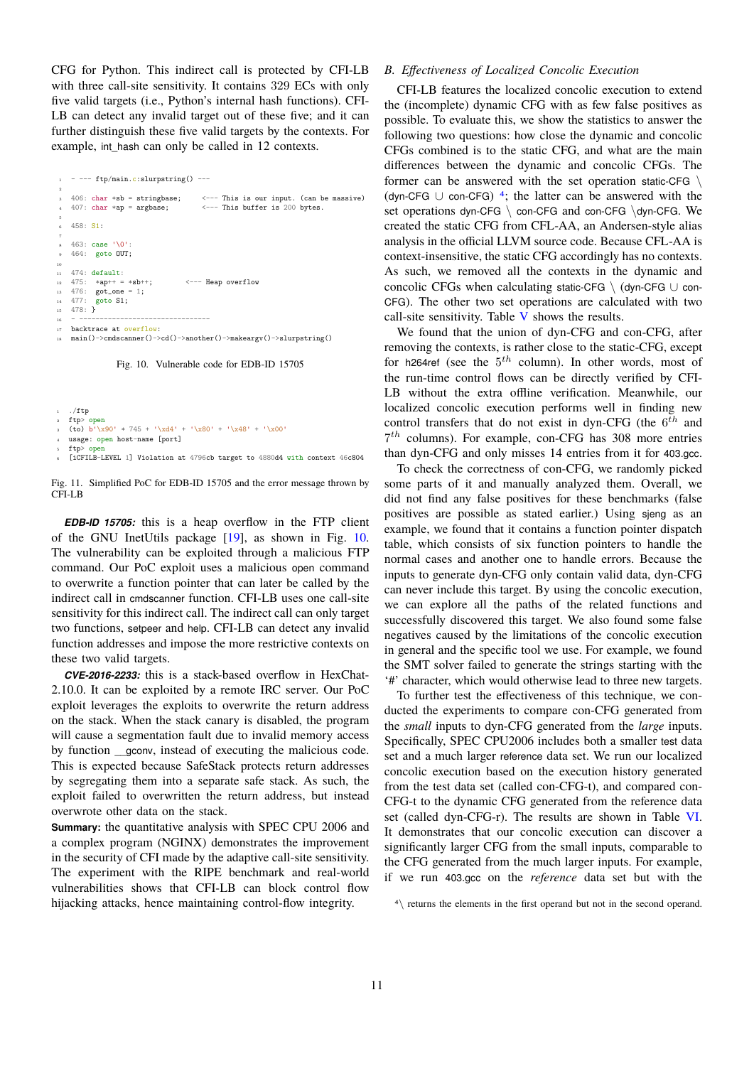CFG for Python. This indirect call is protected by CFI-LB with three call-site sensitivity. It contains 329 ECs with only five valid targets (i.e., Python's internal hash functions). CFI-LB can detect any invalid target out of these five; and it can further distinguish these five valid targets by the contexts. For example, int_hash can only be called in 12 contexts.

```
1  - --- ftp/main.c:slurpstring() ---
2
3  406: char *sb = stringbase;      <--- This is our input. (can be massive)
4  407: char *ap = argbase;         <--- This buffer is 200 bytes.
5
6  458: S1:
7
8  463: case '\0':
9  464:   goto OUT;
10
11 474: default:
12 475:   *ap++ = *sb++;        <--- Heap overflow
13 476:   got_one = 1;
14 477:   goto S1;
15 478: }
16 - --------------------------------
17 backtrace at overflow:
18 main()->cmdscanner()->cd()->another()->makeargv()->slurpstring()
```

Fig. 10. Vulnerable code for EDB-ID 15705

```
1 ./ftp
2 ftp> open
3 (to) b'\x90' * 745 + '\xd4' + '\x80' + '\x48' + '\x00'
4 usage: open host-name [port]
5 ftp> open
6 [iCFILB-LEVEL 1] Violation at 4796cb target to 4880d4 with context 46c804
```

Fig. 11. Simplified PoC for EDB-ID 15705 and the error message thrown by CFI-LB

***EDB-ID 15705:*** this is a heap overflow in the FTP client of the GNU InetUtils package [19], as shown in Fig. 10. The vulnerability can be exploited through a malicious FTP command. Our PoC exploit uses a malicious open command to overwrite a function pointer that can later be called by the indirect call in cmdscanner function. CFI-LB uses one call-site sensitivity for this indirect call. The indirect call can only target two functions, setpeer and help. CFI-LB can detect any invalid function addresses and impose the more restrictive contexts on these two valid targets.

***CVE-2016-2233:*** this is a stack-based overflow in HexChat-2.10.0. It can be exploited by a remote IRC server. Our PoC exploit leverages the exploits to overwrite the return address on the stack. When the stack canary is disabled, the program will cause a segmentation fault due to invalid memory access by function __gconv, instead of executing the malicious code. This is expected because SafeStack protects return addresses by segregating them into a separate safe stack. As such, the exploit failed to overwritten the return address, but instead overwrote other data on the stack.

**Summary:** the quantitative analysis with SPEC CPU 2006 and a complex program (NGINX) demonstrates the improvement in the security of CFI made by the adaptive call-site sensitivity. The experiment with the RIPE benchmark and real-world vulnerabilities shows that CFI-LB can block control flow hijacking attacks, hence maintaining control-flow integrity.

### B. Effectiveness of Localized Concolic Execution

CFI-LB features the localized concolic execution to extend the (incomplete) dynamic CFG with as few false positives as possible. To evaluate this, we show the statistics to answer the following two questions: how close the dynamic and concolic CFGs combined is to the static CFG, and what are the main differences between the dynamic and concolic CFGs. The former can be answered with the set operation static-CFG $\setminus$ (dyn-CFG $\cup$ con-CFG) [4]; the latter can be answered with the set operations dyn-CFG $\setminus$ con-CFG and con-CFG $\setminus$dyn-CFG. We created the static CFG from CFL-AA, an Andersen-style alias analysis in the official LLVM source code. Because CFL-AA is context-insensitive, the static CFG accordingly has no contexts. As such, we removed all the contexts in the dynamic and concolic CFGs when calculating static-CFG $\setminus$ (dyn-CFG $\cup$ con-CFG). The other two set operations are calculated with two call-site sensitivity. Table V shows the results.

We found that the union of dyn-CFG and con-CFG, after removing the contexts, is rather close to the static-CFG, except for h264ref (see the $5^{th}$ column). In other words, most of the run-time control flows can be directly verified by CFI-LB without the extra offline verification. Meanwhile, our localized concolic execution performs well in finding new control transfers that do not exist in dyn-CFG (the $6^{th}$ and $7^{th}$ columns). For example, con-CFG has 308 more entries than dyn-CFG and only misses 14 entries from it for 403.gcc.

To check the correctness of con-CFG, we randomly picked some parts of it and manually analyzed them. Overall, we did not find any false positives for these benchmarks (false positives are possible as stated earlier.) Using sjeng as an example, we found that it contains a function pointer dispatch table, which consists of six function pointers to handle the normal cases and another one to handle errors. Because the inputs to generate dyn-CFG only contain valid data, dyn-CFG can never include this target. By using the concolic execution, we can explore all the paths of the related functions and successfully discovered this target. We also found some false negatives caused by the limitations of the concolic execution in general and the specific tool we use. For example, we found the SMT solver failed to generate the strings starting with the '#' character, which would otherwise lead to three new targets.

To further test the effectiveness of this technique, we conducted the experiments to compare con-CFG generated from the *small* inputs to dyn-CFG generated from the *large* inputs. Specifically, SPEC CPU2006 includes both a smaller test data set and a much larger reference data set. We run our localized concolic execution based on the execution history generated from the test data set (called con-CFG-t), and compared con-CFG-t to the dynamic CFG generated from the reference data set (called dyn-CFG-r). The results are shown in Table VI. It demonstrates that our concolic execution can discover a significantly larger CFG from the small inputs, comparable to the CFG generated from the much larger inputs. For example, if we run 403.gcc on the *reference* data set but with the

[4] $\setminus$ returns the elements in the first operand but not in the second operand.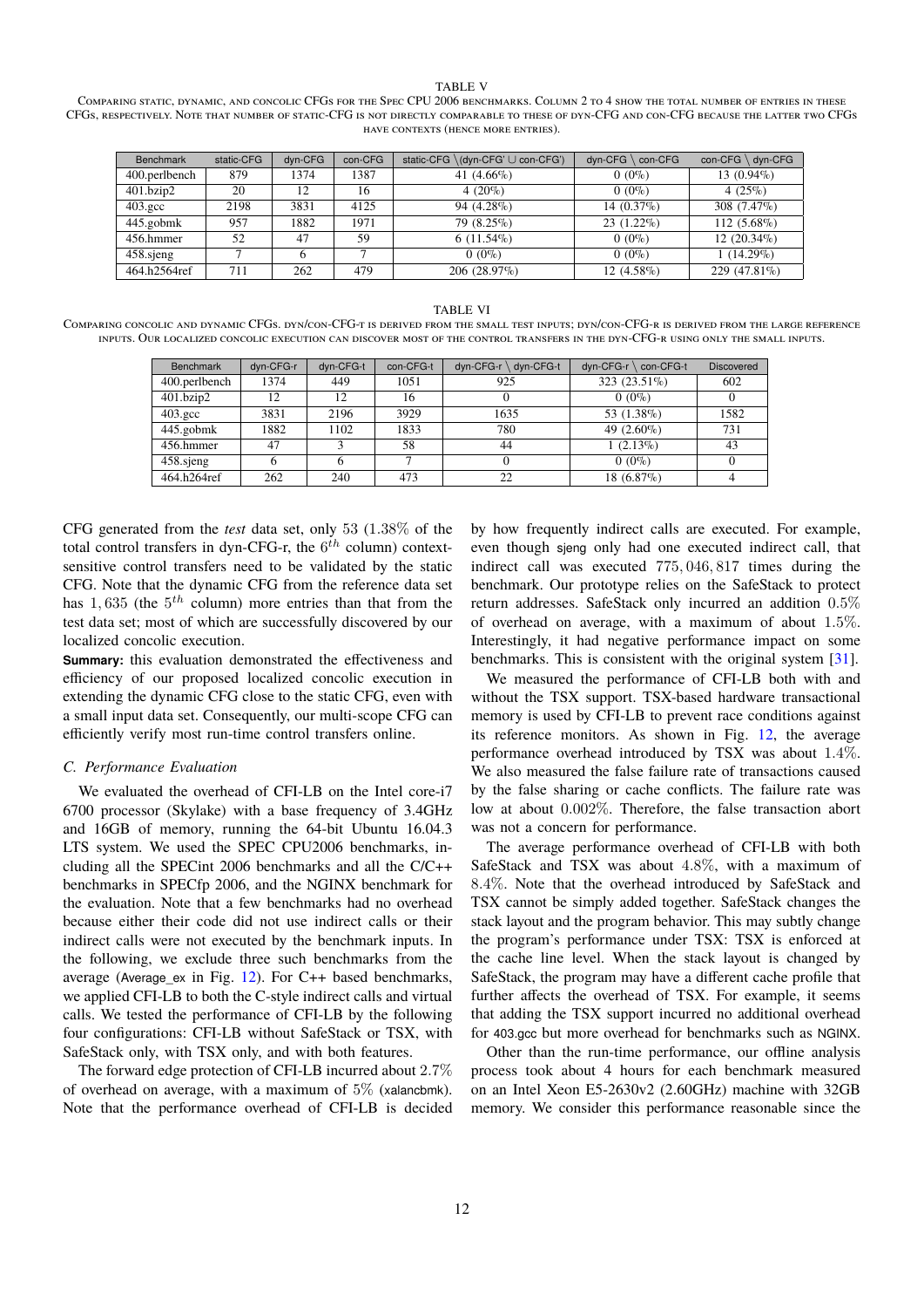TABLE V

COMPARING STATIC, DYNAMIC, AND CONCOLIC CFGS FOR THE SPEC CPU 2006 BENCHMARKS. COLUMN 2 TO 4 SHOW THE TOTAL NUMBER OF ENTRIES IN THESE CFGS, RESPECTIVELY. NOTE THAT NUMBER OF STATIC-CFG IS NOT DIRECTLY COMPARABLE TO THESE OF DYN-CFG AND CON-CFG BECAUSE THE LATTER TWO CFGS HAVE CONTEXTS (HENCE MORE ENTRIES).

| Benchmark | static-CFG | dyn-CFG | con-CFG | static-CFG $\setminus$(dyn-CFG' $\cup$ con-CFG') | dyn-CFG $\setminus$ con-CFG | con-CFG $\setminus$ dyn-CFG |
|---|---|---|---|---|---|---|
| 400.perlbench | 879 | 1374 | 1387 | 41 (4.66%) | 0 (0%) | 13 (0.94%) |
| 401.bzip2 | 20 | 12 | 16 | 4 (20%) | 0 (0%) | 4 (25%) |
| 403.gcc | 2198 | 3831 | 4125 | 94 (4.28%) | 14 (0.37%) | 308 (7.47%) |
| 445.gobmk | 957 | 1882 | 1971 | 79 (8.25%) | 23 (1.22%) | 112 (5.68%) |
| 456.hmmer | 52 | 47 | 59 | 6 (11.54%) | 0 (0%) | 12 (20.34%) |
| 458.sjeng | 7 | 6 | 7 | 0 (0%) | 0 (0%) | 1 (14.29%) |
| 464.h2564ref | 711 | 262 | 479 | 206 (28.97%) | 12 (4.58%) | 229 (47.81%) |

TABLE VI

COMPARING CONCOLIC AND DYNAMIC CFGS. DYN/CON-CFG-T IS DERIVED FROM THE SMALL TEST INPUTS; DYN/CON-CFG-R IS DERIVED FROM THE LARGE REFERENCE INPUTS. OUR LOCALIZED CONCOLIC EXECUTION CAN DISCOVER MOST OF THE CONTROL TRANSFERS IN THE DYN-CFG-R USING ONLY THE SMALL INPUTS.

| Benchmark | dyn-CFG-r | dyn-CFG-t | con-CFG-t | dyn-CFG-r $\setminus$ dyn-CFG-t | dyn-CFG-r $\setminus$ con-CFG-t | Discovered |
|---|---|---|---|---|---|---|
| 400.perlbench | 1374 | 449 | 1051 | 925 | 323 (23.51%) | 602 |
| 401.bzip2 | 12 | 12 | 16 | 0 | 0 (0%) | 0 |
| 403.gcc | 3831 | 2196 | 3929 | 1635 | 53 (1.38%) | 1582 |
| 445.gobmk | 1882 | 1102 | 1833 | 780 | 49 (2.60%) | 731 |
| 456.hmmer | 47 | 3 | 58 | 44 | 1 (2.13%) | 43 |
| 458.sjeng | 6 | 6 | 7 | 0 | 0 (0%) | 0 |
| 464.h264ref | 262 | 240 | 473 | 22 | 18 (6.87%) | 4 |

CFG generated from the *test* data set, only 53 (1.38% of the total control transfers in dyn-CFG-r, the $6^{th}$ column) context-sensitive control transfers need to be validated by the static CFG. Note that the dynamic CFG from the reference data set has 1,635 (the $5^{th}$ column) more entries than that from the test data set; most of which are successfully discovered by our localized concolic execution.

**Summary:** this evaluation demonstrated the effectiveness and efficiency of our proposed localized concolic execution in extending the dynamic CFG close to the static CFG, even with a small input data set. Consequently, our multi-scope CFG can efficiently verify most run-time control transfers online.

### C. Performance Evaluation

We evaluated the overhead of CFI-LB on the Intel core-i7 6700 processor (Skylake) with a base frequency of 3.4GHz and 16GB of memory, running the 64-bit Ubuntu 16.04.3 LTS system. We used the SPEC CPU2006 benchmarks, including all the SPECint 2006 benchmarks and all the C/C++ benchmarks in SPECfp 2006, and the NGINX benchmark for the evaluation. Note that a few benchmarks had no overhead because either their code did not use indirect calls or their indirect calls were not executed by the benchmark inputs. In the following, we exclude three such benchmarks from the average (Average_ex in Fig. 12). For C++ based benchmarks, we applied CFI-LB to both the C-style indirect calls and virtual calls. We tested the performance of CFI-LB by the following four configurations: CFI-LB without SafeStack or TSX, with SafeStack only, with TSX only, and with both features.

The forward edge protection of CFI-LB incurred about 2.7% of overhead on average, with a maximum of 5% (xalancbmk). Note that the performance overhead of CFI-LB is decided by how frequently indirect calls are executed. For example, even though sjeng only had one executed indirect call, that indirect call was executed 775,046,817 times during the benchmark. Our prototype relies on the SafeStack to protect return addresses. SafeStack only incurred an addition 0.5% of overhead on average, with a maximum of about 1.5%. Interestingly, it had negative performance impact on some benchmarks. This is consistent with the original system [31].

We measured the performance of CFI-LB both with and without the TSX support. TSX-based hardware transactional memory is used by CFI-LB to prevent race conditions against its reference monitors. As shown in Fig. 12, the average performance overhead introduced by TSX was about 1.4%. We also measured the false failure rate of transactions caused by the false sharing or cache conflicts. The failure rate was low at about 0.002%. Therefore, the false transaction abort was not a concern for performance.

The average performance overhead of CFI-LB with both SafeStack and TSX was about 4.8%, with a maximum of 8.4%. Note that the overhead introduced by SafeStack and TSX cannot be simply added together. SafeStack changes the stack layout and the program behavior. This may subtly change the program's performance under TSX: TSX is enforced at the cache line level. When the stack layout is changed by SafeStack, the program may have a different cache profile that further affects the overhead of TSX. For example, it seems that adding the TSX support incurred no additional overhead for 403.gcc but more overhead for benchmarks such as NGINX.

Other than the run-time performance, our offline analysis process took about 4 hours for each benchmark measured on an Intel Xeon E5-2630v2 (2.60GHz) machine with 32GB memory. We consider this performance reasonable since the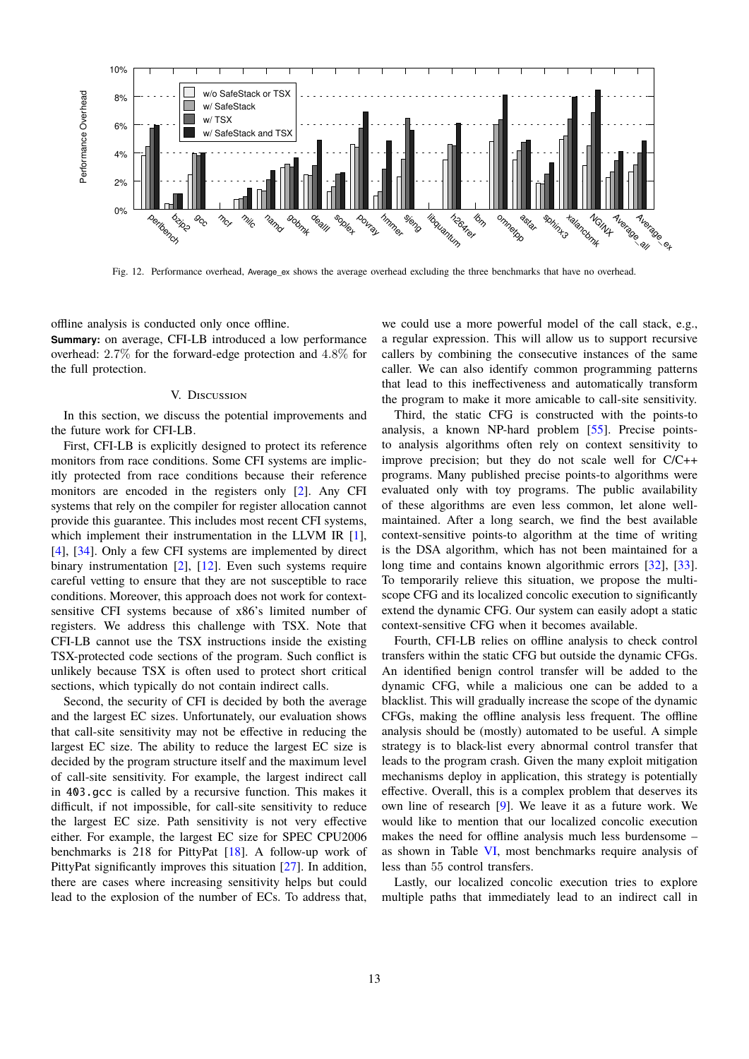Fig. 12. Performance overhead, Average_ex shows the average overhead excluding the three benchmarks that have no overhead.

offline analysis is conducted only once offline.

**Summary:** on average, CFI-LB introduced a low performance overhead: 2.7% for the forward-edge protection and 4.8% for the full protection.

## V. Discussion

In this section, we discuss the potential improvements and the future work for CFI-LB.

First, CFI-LB is explicitly designed to protect its reference monitors from race conditions. Some CFI systems are implicitly protected from race conditions because their reference monitors are encoded in the registers only [2]. Any CFI systems that rely on the compiler for register allocation cannot provide this guarantee. This includes most recent CFI systems, which implement their instrumentation in the LLVM IR [1], [4], [34]. Only a few CFI systems are implemented by direct binary instrumentation [2], [12]. Even such systems require careful vetting to ensure that they are not susceptible to race conditions. Moreover, this approach does not work for context-sensitive CFI systems because of x86's limited number of registers. We address this challenge with TSX. Note that CFI-LB cannot use the TSX instructions inside the existing TSX-protected code sections of the program. Such conflict is unlikely because TSX is often used to protect short critical sections, which typically do not contain indirect calls.

Second, the security of CFI is decided by both the average and the largest EC sizes. Unfortunately, our evaluation shows that call-site sensitivity may not be effective in reducing the largest EC size. The ability to reduce the largest EC size is decided by the program structure itself and the maximum level of call-site sensitivity. For example, the largest indirect call in `403.gcc` is called by a recursive function. This makes it difficult, if not impossible, for call-site sensitivity to reduce the largest EC size. Path sensitivity is not very effective either. For example, the largest EC size for SPEC CPU2006 benchmarks is 218 for PittyPat [18]. A follow-up work of PittyPat significantly improves this situation [27]. In addition, there are cases where increasing sensitivity helps but could lead to the explosion of the number of ECs. To address that, we could use a more powerful model of the call stack, e.g., a regular expression. This will allow us to support recursive callers by combining the consecutive instances of the same caller. We can also identify common programming patterns that lead to this ineffectiveness and automatically transform the program to make it more amicable to call-site sensitivity.

Third, the static CFG is constructed with the points-to analysis, a known NP-hard problem [55]. Precise points-to analysis algorithms often rely on context sensitivity to improve precision; but they do not scale well for C/C++ programs. Many published precise points-to algorithms were evaluated only with toy programs. The public availability of these algorithms are even less common, let alone well-maintained. After a long search, we find the best available context-sensitive points-to algorithm at the time of writing is the DSA algorithm, which has not been maintained for a long time and contains known algorithmic errors [32], [33]. To temporarily relieve this situation, we propose the multi-scope CFG and its localized concolic execution to significantly extend the dynamic CFG. Our system can easily adopt a static context-sensitive CFG when it becomes available.

Fourth, CFI-LB relies on offline analysis to check control transfers within the static CFG but outside the dynamic CFGs. An identified benign control transfer will be added to the dynamic CFG, while a malicious one can be added to a blacklist. This will gradually increase the scope of the dynamic CFGs, making the offline analysis less frequent. The offline analysis should be (mostly) automated to be useful. A simple strategy is to black-list every abnormal control transfer that leads to the program crash. Given the many exploit mitigation mechanisms deploy in application, this strategy is potentially effective. Overall, this is a complex problem that deserves its own line of research [9]. We leave it as a future work. We would like to mention that our localized concolic execution makes the need for offline analysis much less burdensome – as shown in Table VI, most benchmarks require analysis of less than 55 control transfers.

Lastly, our localized concolic execution tries to explore multiple paths that immediately lead to an indirect call in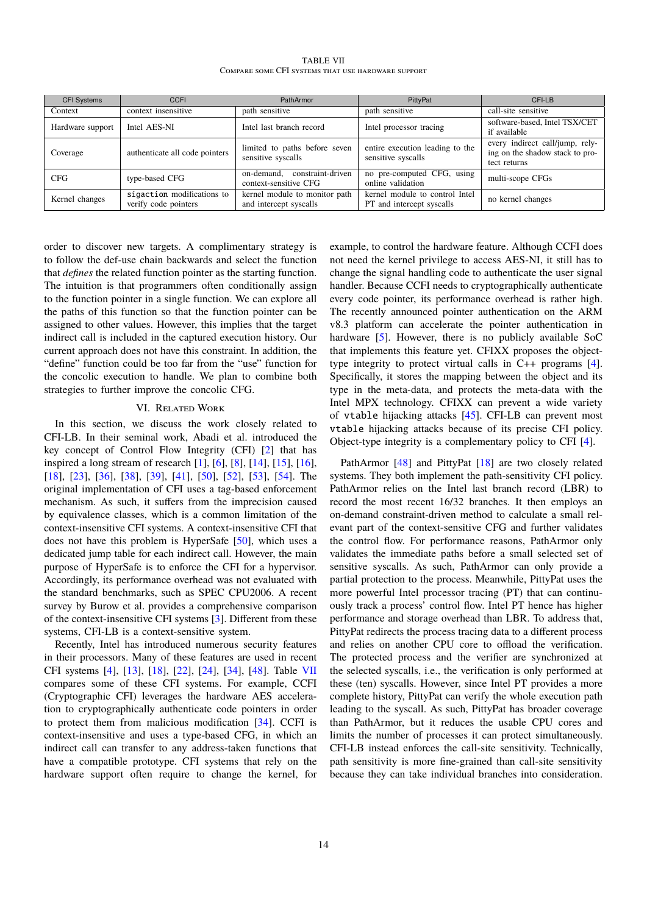TABLE VII
COMPARE SOME CFI SYSTEMS THAT USE HARDWARE SUPPORT

| CFI Systems | CCFI | PathArmor | PittyPat | CFI-LB |
|---|---|---|---|---|
| Context | context insensitive | path sensitive | path sensitive | call-site sensitive |
| Hardware support | Intel AES-NI | Intel last branch record | Intel processor tracing | software-based, Intel TSX/CET if available |
| Coverage | authenticate all code pointers | limited to paths before seven sensitive syscalls | entire execution leading to the sensitive syscalls | every indirect call/jump, relying on the shadow stack to protect returns |
| CFG | type-based CFG | on-demand, constraint-driven context-sensitive CFG | no pre-computed CFG, using online validation | multi-scope CFGs |
| Kernel changes | `sigaction` modifications to verify code pointers | kernel module to monitor path and intercept syscalls | kernel module to control Intel PT and intercept syscalls | no kernel changes |

order to discover new targets. A complimentary strategy is to follow the def-use chain backwards and select the function that *defines* the related function pointer as the starting function. The intuition is that programmers often conditionally assign to the function pointer in a single function. We can explore all the paths of this function so that the function pointer can be assigned to other values. However, this implies that the target indirect call is included in the captured execution history. Our current approach does not have this constraint. In addition, the "define" function could be too far from the "use" function for the concolic execution to handle. We plan to combine both strategies to further improve the concolic CFG.

## VI. Related Work

In this section, we discuss the work closely related to CFI-LB. In their seminal work, Abadi et al. introduced the key concept of Control Flow Integrity (CFI) [2] that has inspired a long stream of research [1], [6], [8], [14], [15], [16], [18], [23], [36], [38], [39], [41], [50], [52], [53], [54]. The original implementation of CFI uses a tag-based enforcement mechanism. As such, it suffers from the imprecision caused by equivalence classes, which is a common limitation of the context-insensitive CFI systems. A context-insensitive CFI that does not have this problem is HyperSafe [50], which uses a dedicated jump table for each indirect call. However, the main purpose of HyperSafe is to enforce the CFI for a hypervisor. Accordingly, its performance overhead was not evaluated with the standard benchmarks, such as SPEC CPU2006. A recent survey by Burow et al. provides a comprehensive comparison of the context-insensitive CFI systems [3]. Different from these systems, CFI-LB is a context-sensitive system.

Recently, Intel has introduced numerous security features in their processors. Many of these features are used in recent CFI systems [4], [13], [18], [22], [24], [34], [48]. Table VII compares some of these CFI systems. For example, CCFI (Cryptographic CFI) leverages the hardware AES acceleration to cryptographically authenticate code pointers in order to protect them from malicious modification [34]. CCFI is context-insensitive and uses a type-based CFG, in which an indirect call can transfer to any address-taken functions that have a compatible prototype. CFI systems that rely on the hardware support often require to change the kernel, for example, to control the hardware feature. Although CCFI does not need the kernel privilege to access AES-NI, it still has to change the signal handling code to authenticate the user signal handler. Because CCFI needs to cryptographically authenticate every code pointer, its performance overhead is rather high. The recently announced pointer authentication on the ARM v8.3 platform can accelerate the pointer authentication in hardware [5]. However, there is no publicly available SoC that implements this feature yet. CFIXX proposes the object-type integrity to protect virtual calls in C++ programs [4]. Specifically, it stores the mapping between the object and its type in the meta-data, and protects the meta-data with the Intel MPX technology. CFIXX can prevent a wide variety of `vtable` hijacking attacks [45]. CFI-LB can prevent most `vtable` hijacking attacks because of its precise CFI policy. Object-type integrity is a complementary policy to CFI [4].

PathArmor [48] and PittyPat [18] are two closely related systems. They both implement the path-sensitivity CFI policy. PathArmor relies on the Intel last branch record (LBR) to record the most recent 16/32 branches. It then employs an on-demand constraint-driven method to calculate a small relevant part of the context-sensitive CFG and further validates the control flow. For performance reasons, PathArmor only validates the immediate paths before a small selected set of sensitive syscalls. As such, PathArmor can only provide a partial protection to the process. Meanwhile, PittyPat uses the more powerful Intel processor tracing (PT) that can continuously track a process' control flow. Intel PT hence has higher performance and storage overhead than LBR. To address that, PittyPat redirects the process tracing data to a different process and relies on another CPU core to offload the verification. The protected process and the verifier are synchronized at the selected syscalls, i.e., the verification is only performed at these (ten) syscalls. However, since Intel PT provides a more complete history, PittyPat can verify the whole execution path leading to the syscall. As such, PittyPat has broader coverage than PathArmor, but it reduces the usable CPU cores and limits the number of processes it can protect simultaneously. CFI-LB instead enforces the call-site sensitivity. Technically, path sensitivity is more fine-grained than call-site sensitivity because they can take individual branches into consideration.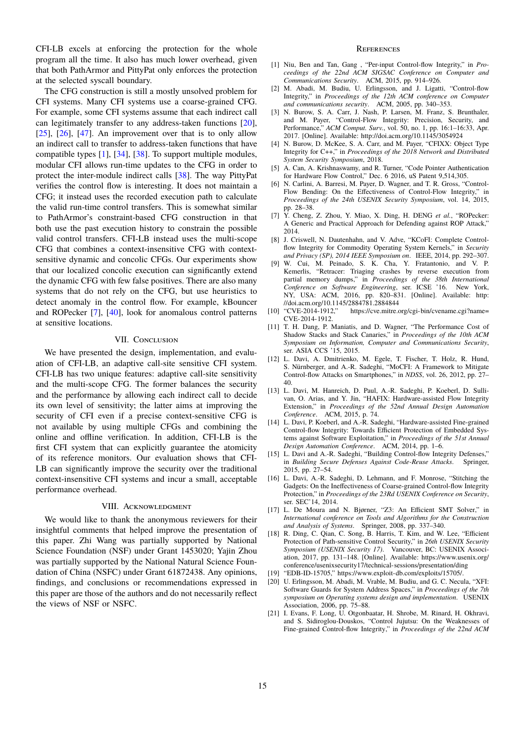CFI-LB excels at enforcing the protection for the whole program all the time. It also has much lower overhead, given that both PathArmor and PittyPat only enforces the protection at the selected syscall boundary.

The CFG construction is still a mostly unsolved problem for CFI systems. Many CFI systems use a coarse-grained CFG. For example, some CFI systems assume that each indirect call can legitimately transfer to any address-taken functions [20], [25], [26], [47]. An improvement over that is to only allow an indirect call to transfer to address-taken functions that have compatible types [1], [34], [38]. To support multiple modules, modular CFI allows run-time updates to the CFG in order to protect the inter-module indirect calls [38]. The way PittyPat verifies the control flow is interesting. It does not maintain a CFG; it instead uses the recorded execution path to calculate the valid run-time control transfers. This is somewhat similar to PathArmor's constraint-based CFG construction in that both use the past execution history to constrain the possible valid control transfers. CFI-LB instead uses the multi-scope CFG that combines a context-insensitive CFG with context-sensitive dynamic and concolic CFGs. Our experiments show that our localized concolic execution can significantly extend the dynamic CFG with few false positives. There are also many systems that do not rely on the CFG, but use heuristics to detect anomaly in the control flow. For example, kBouncer and ROPecker [7], [40], look for anomalous control patterns at sensitive locations.

## VII. Conclusion

We have presented the design, implementation, and evaluation of CFI-LB, an adaptive call-site sensitive CFI system. CFI-LB has two unique features: adaptive call-site sensitivity and the multi-scope CFG. The former balances the security and the performance by allowing each indirect call to decide its own level of sensitivity; the latter aims at improving the security of CFI even if a precise context-sensitive CFG is not available by using multiple CFGs and combining the online and offline verification. In addition, CFI-LB is the first CFI system that can explicitly guarantee the atomicity of its reference monitors. Our evaluation shows that CFI-LB can significantly improve the security over the traditional context-insensitive CFI systems and incur a small, acceptable performance overhead.

## VIII. Acknowledgment

We would like to thank the anonymous reviewers for their insightful comments that helped improve the presentation of this paper. Zhi Wang was partially supported by National Science Foundation (NSF) under Grant 1453020; Yajin Zhou was partially supported by the National Natural Science Foundation of China (NSFC) under Grant 61872438. Any opinions, findings, and conclusions or recommendations expressed in this paper are those of the authors and do not necessarily reflect the views of NSF or NSFC.

## References

[1] Niu, Ben and Tan, Gang , "Per-input Control-flow Integrity," in *Proceedings of the 22nd ACM SIGSAC Conference on Computer and Communications Security*. ACM, 2015, pp. 914–926.

[2] M. Abadi, M. Budiu, U. Erlingsson, and J. Ligatti, "Control-flow Integrity," in *Proceedings of the 12th ACM conference on Computer and communications security*. ACM, 2005, pp. 340–353.

[3] N. Burow, S. A. Carr, J. Nash, P. Larsen, M. Franz, S. Brunthaler, and M. Payer, "Control-Flow Integrity: Precision, Security, and Performance," *ACM Comput. Surv.*, vol. 50, no. 1, pp. 16:1–16:33, Apr. 2017. [Online]. Available: http://doi.acm.org/10.1145/3054924

[4] N. Burow, D. McKee, S. A. Carr, and M. Payer, "CFIXX: Object Type Integrity for C++," in *Proceedings of the 2018 Network and Distributed System Security Symposium*, 2018.

[5] A. Can, A. Krishnaswamy, and R. Turner, "Code Pointer Authentication for Hardware Flow Control," Dec. 6 2016, uS Patent 9,514,305.

[6] N. Carlini, A. Barresi, M. Payer, D. Wagner, and T. R. Gross, "Control-Flow Bending: On the Effectiveness of Control-Flow Integrity," in *Proceedings of the 24th USENIX Security Symposium*, vol. 14, 2015, pp. 28–38.

[7] Y. Cheng, Z. Zhou, Y. Miao, X. Ding, H. DENG *et al.*, "ROPecker: A Generic and Practical Approach for Defending against ROP Attack," 2014.

[8] J. Criswell, N. Dautenhahn, and V. Adve, "KCoFI: Complete Control-flow Integrity for Commodity Operating System Kernels," in *Security and Privacy (SP), 2014 IEEE Symposium on*. IEEE, 2014, pp. 292–307.

[9] W. Cui, M. Peinado, S. K. Cha, Y. Fratantonio, and V. P. Kemerlis, "Retracer: Triaging crashes by reverse execution from partial memory dumps," in *Proceedings of the 38th International Conference on Software Engineering*, ser. ICSE '16. New York, NY, USA: ACM, 2016, pp. 820–831. [Online]. Available: http://doi.acm.org/10.1145/2884781.2884844

[10] "CVE-2014-1912," https://cve.mitre.org/cgi-bin/cvename.cgi?name=CVE-2014-1912.

[11] T. H. Dang, P. Maniatis, and D. Wagner, "The Performance Cost of Shadow Stacks and Stack Canaries," in *Proceedings of the 10th ACM Symposium on Information, Computer and Communications Security*, ser. ASIA CCS '15, 2015.

[12] L. Davi, A. Dmitrienko, M. Egele, T. Fischer, T. Holz, R. Hund, S. Nürnberger, and A.-R. Sadeghi, "MoCFI: A Framework to Mitigate Control-flow Attacks on Smartphones," in *NDSS*, vol. 26, 2012, pp. 27–40.

[13] L. Davi, M. Hanreich, D. Paul, A.-R. Sadeghi, P. Koeberl, D. Sullivan, O. Arias, and Y. Jin, "HAFIX: Hardware-assisted Flow Integrity Extension," in *Proceedings of the 52nd Annual Design Automation Conference*. ACM, 2015, p. 74.

[14] L. Davi, P. Koeberl, and A.-R. Sadeghi, "Hardware-assisted Fine-grained Control-flow Integrity: Towards Efficient Protection of Embedded Systems against Software Exploitation," in *Proceedings of the 51st Annual Design Automation Conference*. ACM, 2014, pp. 1–6.

[15] L. Davi and A.-R. Sadeghi, "Building Control-flow Integrity Defenses," in *Building Secure Defenses Against Code-Reuse Attacks*. Springer, 2015, pp. 27–54.

[16] L. Davi, A.-R. Sadeghi, D. Lehmann, and F. Monrose, "Stitching the Gadgets: On the Ineffectiveness of Coarse-grained Control-flow Integrity Protection," in *Proceedings of the 23Rd USENIX Conference on Security*, ser. SEC'14, 2014.

[17] L. De Moura and N. Bjørner, "Z3: An Efficient SMT Solver," in *International conference on Tools and Algorithms for the Construction and Analysis of Systems*. Springer, 2008, pp. 337–340.

[18] R. Ding, C. Qian, C. Song, B. Harris, T. Kim, and W. Lee, "Efficient Protection of Path-sensitive Control Security," in *26th USENIX Security Symposium (USENIX Security 17)*. Vancouver, BC: USENIX Association, 2017, pp. 131–148. [Online]. Available: https://www.usenix.org/conference/usenixsecurity17/technical-sessions/presentation/ding

[19] "EDB-ID-15705," https://www.exploit-db.com/exploits/15705/.

[20] U. Erlingsson, M. Abadi, M. Vrable, M. Budiu, and G. C. Necula, "XFI: Software Guards for System Address Spaces," in *Proceedings of the 7th symposium on Operating systems design and implementation*. USENIX Association, 2006, pp. 75–88.

[21] I. Evans, F. Long, U. Otgonbaatar, H. Shrobe, M. Rinard, H. Okhravi, and S. Sidiroglou-Douskos, "Control Jujutsu: On the Weaknesses of Fine-grained Control-flow Integrity," in *Proceedings of the 22nd ACM*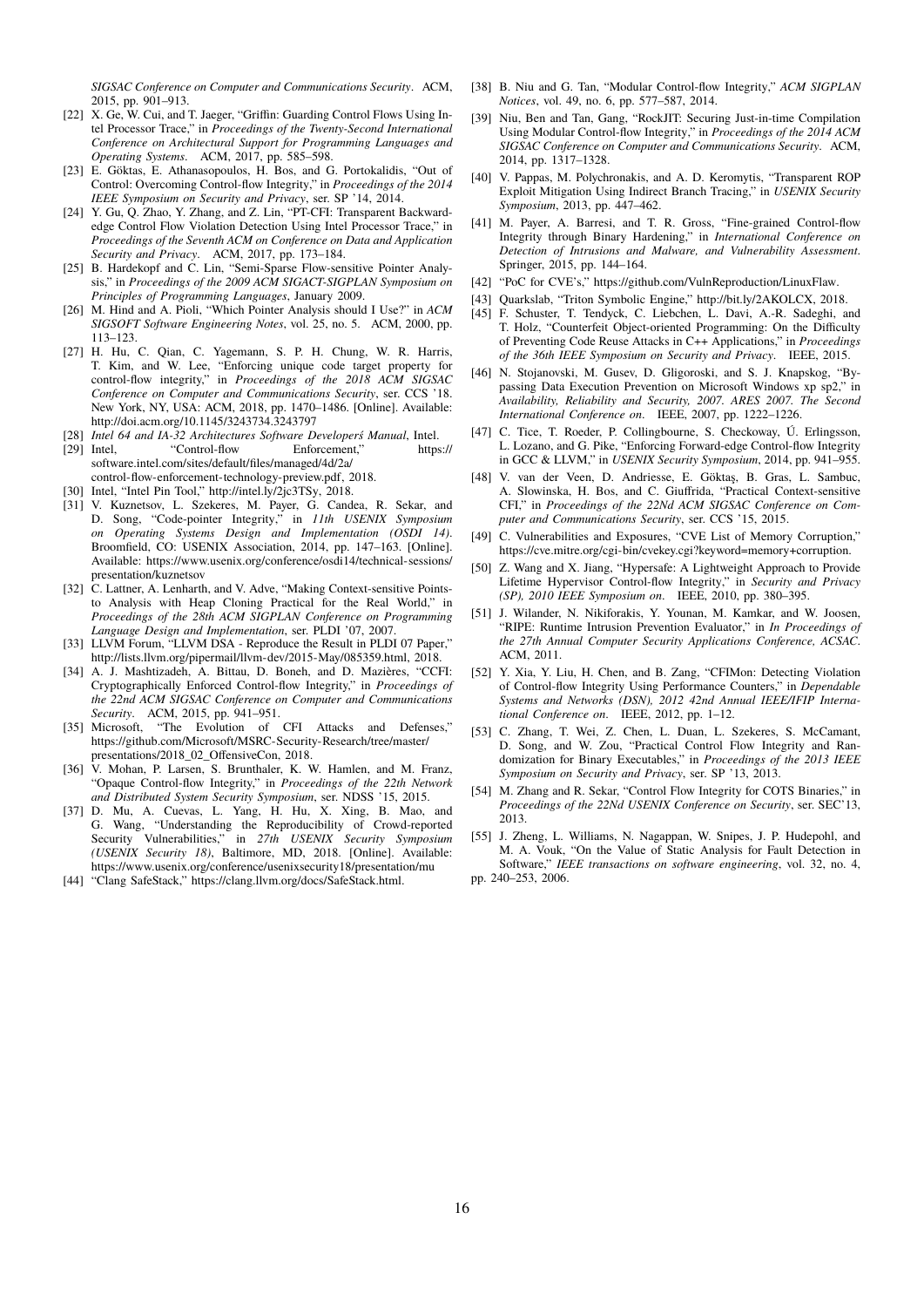*SIGSAC Conference on Computer and Communications Security*. ACM, 2015, pp. 901–913.

[22] X. Ge, W. Cui, and T. Jaeger, "Griffin: Guarding Control Flows Using Intel Processor Trace," in *Proceedings of the Twenty-Second International Conference on Architectural Support for Programming Languages and Operating Systems*. ACM, 2017, pp. 585–598.

[23] E. Göktas, E. Athanasopoulos, H. Bos, and G. Portokalidis, "Out of Control: Overcoming Control-flow Integrity," in *Proceedings of the 2014 IEEE Symposium on Security and Privacy*, ser. SP '14, 2014.

[24] Y. Gu, Q. Zhao, Y. Zhang, and Z. Lin, "PT-CFI: Transparent Backward-edge Control Flow Violation Detection Using Intel Processor Trace," in *Proceedings of the Seventh ACM on Conference on Data and Application Security and Privacy*. ACM, 2017, pp. 173–184.

[25] B. Hardekopf and C. Lin, "Semi-Sparse Flow-sensitive Pointer Analysis," in *Proceedings of the 2009 ACM SIGACT-SIGPLAN Symposium on Principles of Programming Languages*, January 2009.

[26] M. Hind and A. Pioli, "Which Pointer Analysis should I Use?" in *ACM SIGSOFT Software Engineering Notes*, vol. 25, no. 5. ACM, 2000, pp. 113–123.

[27] H. Hu, C. Qian, C. Yagemann, S. P. H. Chung, W. R. Harris, T. Kim, and W. Lee, "Enforcing unique code target property for control-flow integrity," in *Proceedings of the 2018 ACM SIGSAC Conference on Computer and Communications Security*, ser. CCS '18. New York, NY, USA: ACM, 2018, pp. 1470–1486. [Online]. Available: http://doi.acm.org/10.1145/3243734.3243797

[28] *Intel 64 and IA-32 Architectures Software Developerś Manual*, Intel.

[29] Intel, "Control-flow Enforcement," https://software.intel.com/sites/default/files/managed/4d/2a/control-flow-enforcement-technology-preview.pdf, 2018.

[30] Intel, "Intel Pin Tool," http://intel.ly/2jc3TSy, 2018.

[31] V. Kuznetsov, L. Szekeres, M. Payer, G. Candea, R. Sekar, and D. Song, "Code-pointer Integrity," in *11th USENIX Symposium on Operating Systems Design and Implementation (OSDI 14)*. Broomfield, CO: USENIX Association, 2014, pp. 147–163. [Online]. Available: https://www.usenix.org/conference/osdi14/technical-sessions/presentation/kuznetsov

[32] C. Lattner, A. Lenharth, and V. Adve, "Making Context-sensitive Points-to Analysis with Heap Cloning Practical for the Real World," in *Proceedings of the 28th ACM SIGPLAN Conference on Programming Language Design and Implementation*, ser. PLDI '07, 2007.

[33] LLVM Forum, "LLVM DSA - Reproduce the Result in PLDI 07 Paper," http://lists.llvm.org/pipermail/llvm-dev/2015-May/085359.html, 2018.

[34] A. J. Mashtizadeh, A. Bittau, D. Boneh, and D. Mazières, "CCFI: Cryptographically Enforced Control-flow Integrity," in *Proceedings of the 22nd ACM SIGSAC Conference on Computer and Communications Security*. ACM, 2015, pp. 941–951.

[35] Microsoft, "The Evolution of CFI Attacks and Defenses," https://github.com/Microsoft/MSRC-Security-Research/tree/master/presentations/2018_02_OffensiveCon, 2018.

[36] V. Mohan, P. Larsen, S. Brunthaler, K. W. Hamlen, and M. Franz, "Opaque Control-flow Integrity," in *Proceedings of the 22th Network and Distributed System Security Symposium*, ser. NDSS '15, 2015.

[37] D. Mu, A. Cuevas, L. Yang, H. Hu, X. Xing, B. Mao, and G. Wang, "Understanding the Reproducibility of Crowd-reported Security Vulnerabilities," in *27th USENIX Security Symposium (USENIX Security 18)*, Baltimore, MD, 2018. [Online]. Available: https://www.usenix.org/conference/usenixsecurity18/presentation/mu

[44] "Clang SafeStack," https://clang.llvm.org/docs/SafeStack.html.

[38] B. Niu and G. Tan, "Modular Control-flow Integrity," *ACM SIGPLAN Notices*, vol. 49, no. 6, pp. 577–587, 2014.

[39] Niu, Ben and Tan, Gang, "RockJIT: Securing Just-in-time Compilation Using Modular Control-flow Integrity," in *Proceedings of the 2014 ACM SIGSAC Conference on Computer and Communications Security*. ACM, 2014, pp. 1317–1328.

[40] V. Pappas, M. Polychronakis, and A. D. Keromytis, "Transparent ROP Exploit Mitigation Using Indirect Branch Tracing," in *USENIX Security Symposium*, 2013, pp. 447–462.

[41] M. Payer, A. Barresi, and T. R. Gross, "Fine-grained Control-flow Integrity through Binary Hardening," in *International Conference on Detection of Intrusions and Malware, and Vulnerability Assessment*. Springer, 2015, pp. 144–164.

[42] "PoC for CVE's," https://github.com/VulnReproduction/LinuxFlaw.

[43] Quarkslab, "Triton Symbolic Engine," http://bit.ly/2AKOLCX, 2018.

[45] F. Schuster, T. Tendyck, C. Liebchen, L. Davi, A.-R. Sadeghi, and T. Holz, "Counterfeit Object-oriented Programming: On the Difficulty of Preventing Code Reuse Attacks in C++ Applications," in *Proceedings of the 36th IEEE Symposium on Security and Privacy*. IEEE, 2015.

[46] N. Stojanovski, M. Gusev, D. Gligoroski, and S. J. Knapskog, "Bypassing Data Execution Prevention on Microsoft Windows xp sp2," in *Availability, Reliability and Security, 2007. ARES 2007. The Second International Conference on*. IEEE, 2007, pp. 1222–1226.

[47] C. Tice, T. Roeder, P. Collingbourne, S. Checkoway, Ú. Erlingsson, L. Lozano, and G. Pike, "Enforcing Forward-edge Control-flow Integrity in GCC & LLVM," in *USENIX Security Symposium*, 2014, pp. 941–955.

[48] V. van der Veen, D. Andriesse, E. Göktaş, B. Gras, L. Sambuc, A. Slowinska, H. Bos, and C. Giuffrida, "Practical Context-sensitive CFI," in *Proceedings of the 22Nd ACM SIGSAC Conference on Computer and Communications Security*, ser. CCS '15, 2015.

[49] C. Vulnerabilities and Exposures, "CVE List of Memory Corruption," https://cve.mitre.org/cgi-bin/cvekey.cgi?keyword=memory+corruption.

[50] Z. Wang and X. Jiang, "Hypersafe: A Lightweight Approach to Provide Lifetime Hypervisor Control-flow Integrity," in *Security and Privacy (SP), 2010 IEEE Symposium on*. IEEE, 2010, pp. 380–395.

[51] J. Wilander, N. Nikiforakis, Y. Younan, M. Kamkar, and W. Joosen, "RIPE: Runtime Intrusion Prevention Evaluator," in *In Proceedings of the 27th Annual Computer Security Applications Conference, ACSAC*. ACM, 2011.

[52] Y. Xia, Y. Liu, H. Chen, and B. Zang, "CFIMon: Detecting Violation of Control-flow Integrity Using Performance Counters," in *Dependable Systems and Networks (DSN), 2012 42nd Annual IEEE/IFIP International Conference on*. IEEE, 2012, pp. 1–12.

[53] C. Zhang, T. Wei, Z. Chen, L. Duan, L. Szekeres, S. McCamant, D. Song, and W. Zou, "Practical Control Flow Integrity and Randomization for Binary Executables," in *Proceedings of the 2013 IEEE Symposium on Security and Privacy*, ser. SP '13, 2013.

[54] M. Zhang and R. Sekar, "Control Flow Integrity for COTS Binaries," in *Proceedings of the 22Nd USENIX Conference on Security*, ser. SEC'13, 2013.

[55] J. Zheng, L. Williams, N. Nagappan, W. Snipes, J. P. Hudepohl, and M. A. Vouk, "On the Value of Static Analysis for Fault Detection in Software," *IEEE transactions on software engineering*, vol. 32, no. 4, pp. 240–253, 2006.